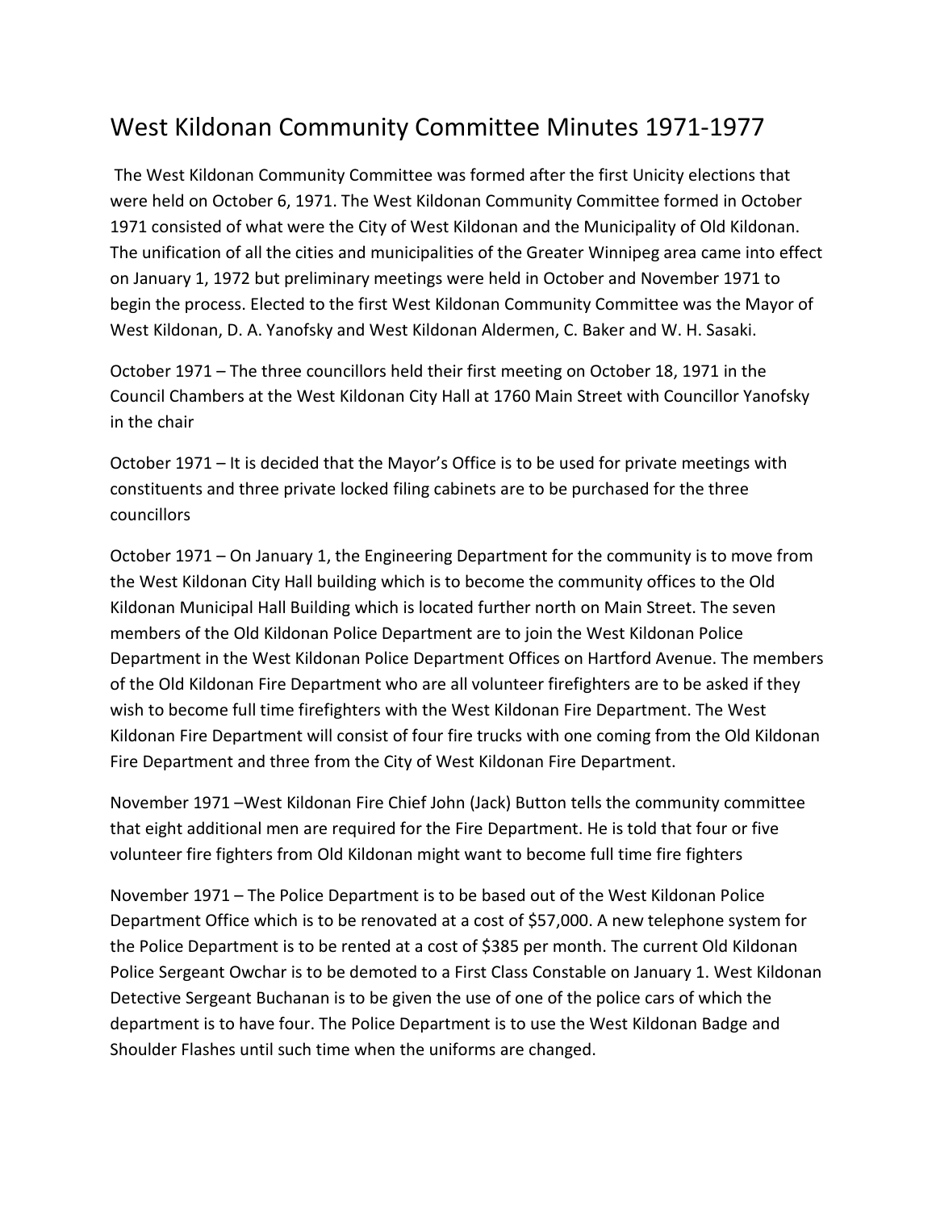# West Kildonan Community Committee Minutes 1971-1977

The West Kildonan Community Committee was formed after the first Unicity elections that were held on October 6, 1971. The West Kildonan Community Committee formed in October 1971 consisted of what were the City of West Kildonan and the Municipality of Old Kildonan. The unification of all the cities and municipalities of the Greater Winnipeg area came into effect on January 1, 1972 but preliminary meetings were held in October and November 1971 to begin the process. Elected to the first West Kildonan Community Committee was the Mayor of West Kildonan, D. A. Yanofsky and West Kildonan Aldermen, C. Baker and W. H. Sasaki.

October 1971 – The three councillors held their first meeting on October 18, 1971 in the Council Chambers at the West Kildonan City Hall at 1760 Main Street with Councillor Yanofsky in the chair

October 1971 – It is decided that the Mayor's Office is to be used for private meetings with constituents and three private locked filing cabinets are to be purchased for the three councillors

October 1971 – On January 1, the Engineering Department for the community is to move from the West Kildonan City Hall building which is to become the community offices to the Old Kildonan Municipal Hall Building which is located further north on Main Street. The seven members of the Old Kildonan Police Department are to join the West Kildonan Police Department in the West Kildonan Police Department Offices on Hartford Avenue. The members of the Old Kildonan Fire Department who are all volunteer firefighters are to be asked if they wish to become full time firefighters with the West Kildonan Fire Department. The West Kildonan Fire Department will consist of four fire trucks with one coming from the Old Kildonan Fire Department and three from the City of West Kildonan Fire Department.

November 1971 –West Kildonan Fire Chief John (Jack) Button tells the community committee that eight additional men are required for the Fire Department. He is told that four or five volunteer fire fighters from Old Kildonan might want to become full time fire fighters

November 1971 – The Police Department is to be based out of the West Kildonan Police Department Office which is to be renovated at a cost of $57,000. A new telephone system for the Police Department is to be rented at a cost of $385 per month. The current Old Kildonan Police Sergeant Owchar is to be demoted to a First Class Constable on January 1. West Kildonan Detective Sergeant Buchanan is to be given the use of one of the police cars of which the department is to have four. The Police Department is to use the West Kildonan Badge and Shoulder Flashes until such time when the uniforms are changed.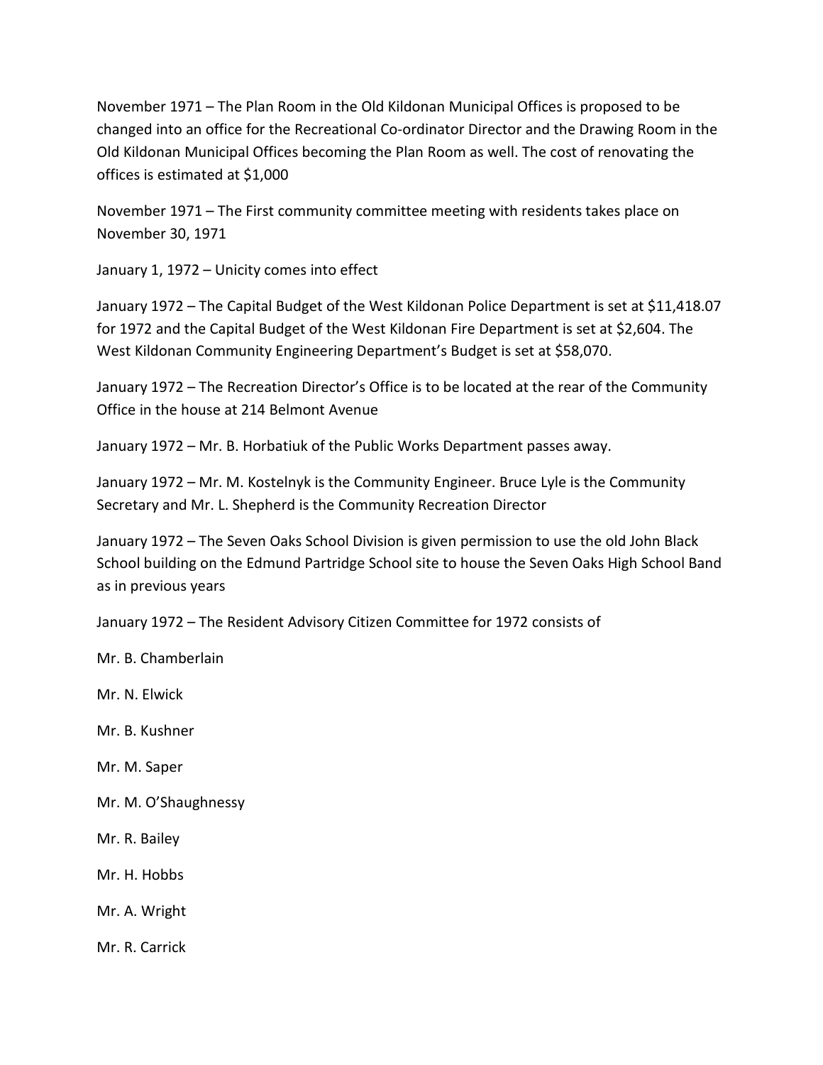November 1971 – The Plan Room in the Old Kildonan Municipal Offices is proposed to be changed into an office for the Recreational Co-ordinator Director and the Drawing Room in the Old Kildonan Municipal Offices becoming the Plan Room as well. The cost of renovating the offices is estimated at $1,000

November 1971 – The First community committee meeting with residents takes place on November 30, 1971

January 1, 1972 – Unicity comes into effect

January 1972 – The Capital Budget of the West Kildonan Police Department is set at $11,418.07 for 1972 and the Capital Budget of the West Kildonan Fire Department is set at $2,604. The West Kildonan Community Engineering Department's Budget is set at $58,070.

January 1972 – The Recreation Director's Office is to be located at the rear of the Community Office in the house at 214 Belmont Avenue

January 1972 – Mr. B. Horbatiuk of the Public Works Department passes away.

January 1972 – Mr. M. Kostelnyk is the Community Engineer. Bruce Lyle is the Community Secretary and Mr. L. Shepherd is the Community Recreation Director

January 1972 – The Seven Oaks School Division is given permission to use the old John Black School building on the Edmund Partridge School site to house the Seven Oaks High School Band as in previous years

January 1972 – The Resident Advisory Citizen Committee for 1972 consists of

Mr. B. Chamberlain

Mr. N. Elwick

Mr. B. Kushner

Mr. M. Saper

Mr. M. O'Shaughnessy

Mr. R. Bailey

Mr. H. Hobbs

Mr. A. Wright

Mr. R. Carrick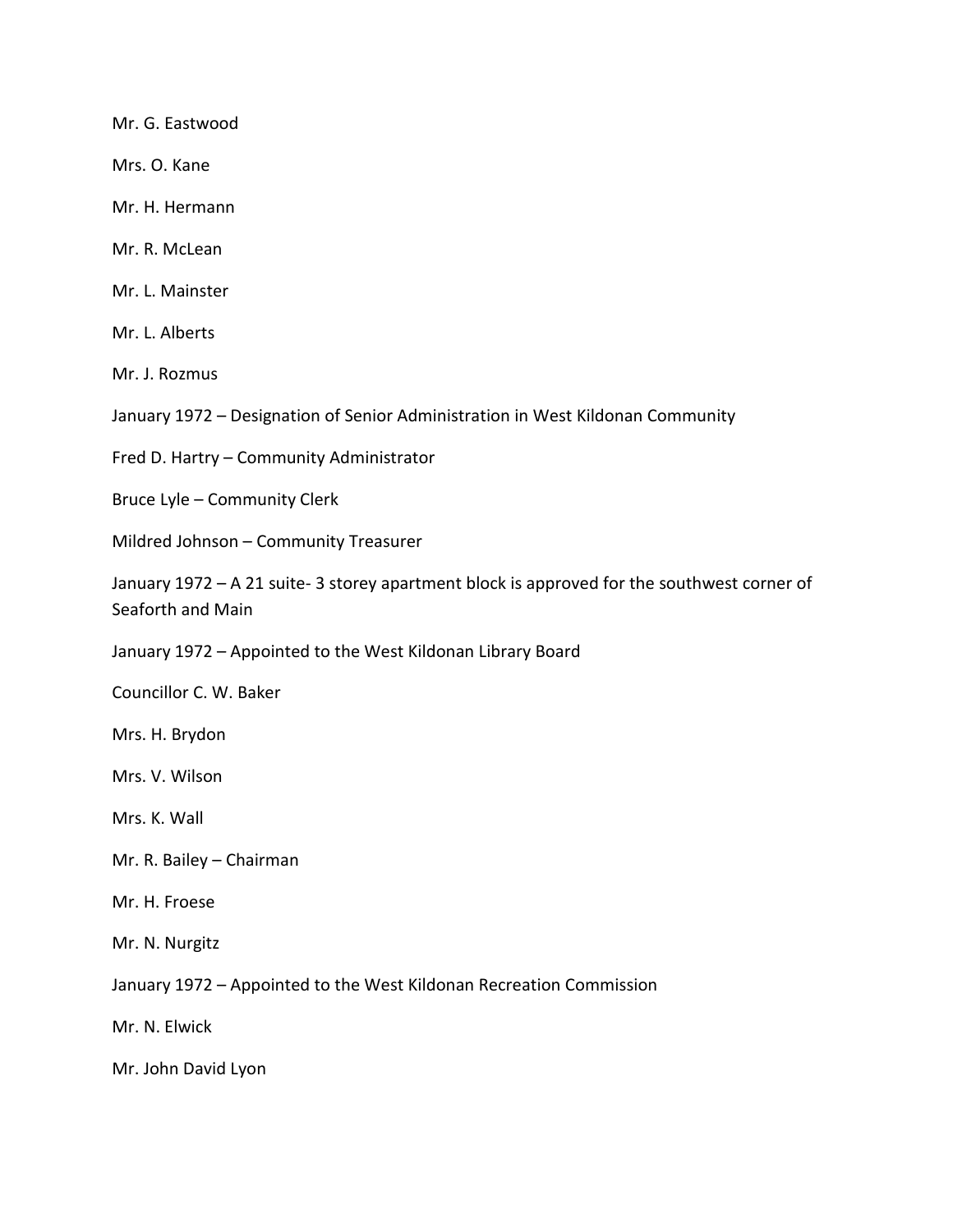Mr. G. Eastwood

Mrs. O. Kane

Mr. H. Hermann

Mr. R. McLean

Mr. L. Mainster

Mr. L. Alberts

Mr. J. Rozmus

January 1972 – Designation of Senior Administration in West Kildonan Community

Fred D. Hartry – Community Administrator

Bruce Lyle – Community Clerk

Mildred Johnson – Community Treasurer

January 1972 – A 21 suite- 3 storey apartment block is approved for the southwest corner of Seaforth and Main

January 1972 – Appointed to the West Kildonan Library Board

Councillor C. W. Baker

Mrs. H. Brydon

Mrs. V. Wilson

Mrs. K. Wall

Mr. R. Bailey – Chairman

Mr. H. Froese

Mr. N. Nurgitz

January 1972 – Appointed to the West Kildonan Recreation Commission

Mr. N. Elwick

Mr. John David Lyon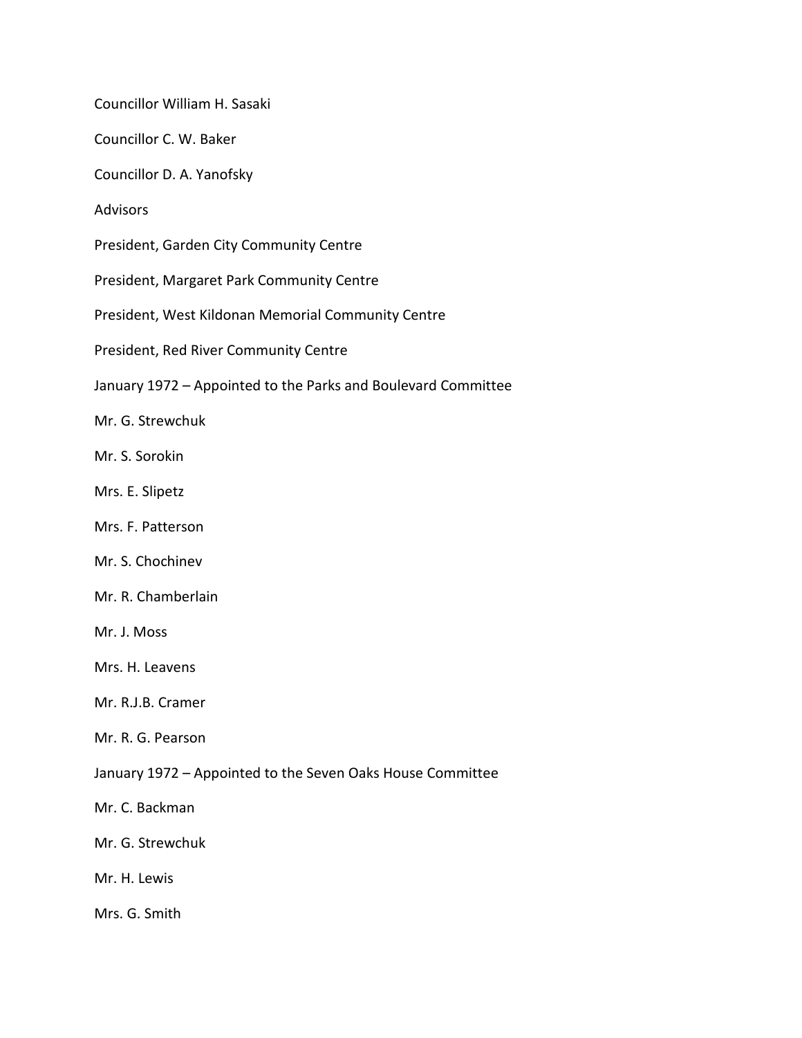Councillor William H. Sasaki

Councillor C. W. Baker

Councillor D. A. Yanofsky

Advisors

President, Garden City Community Centre

President, Margaret Park Community Centre

President, West Kildonan Memorial Community Centre

President, Red River Community Centre

January 1972 – Appointed to the Parks and Boulevard Committee

Mr. G. Strewchuk

Mr. S. Sorokin

Mrs. E. Slipetz

Mrs. F. Patterson

Mr. S. Chochinev

Mr. R. Chamberlain

Mr. J. Moss

Mrs. H. Leavens

Mr. R.J.B. Cramer

Mr. R. G. Pearson

January 1972 – Appointed to the Seven Oaks House Committee

Mr. C. Backman

Mr. G. Strewchuk

Mr. H. Lewis

Mrs. G. Smith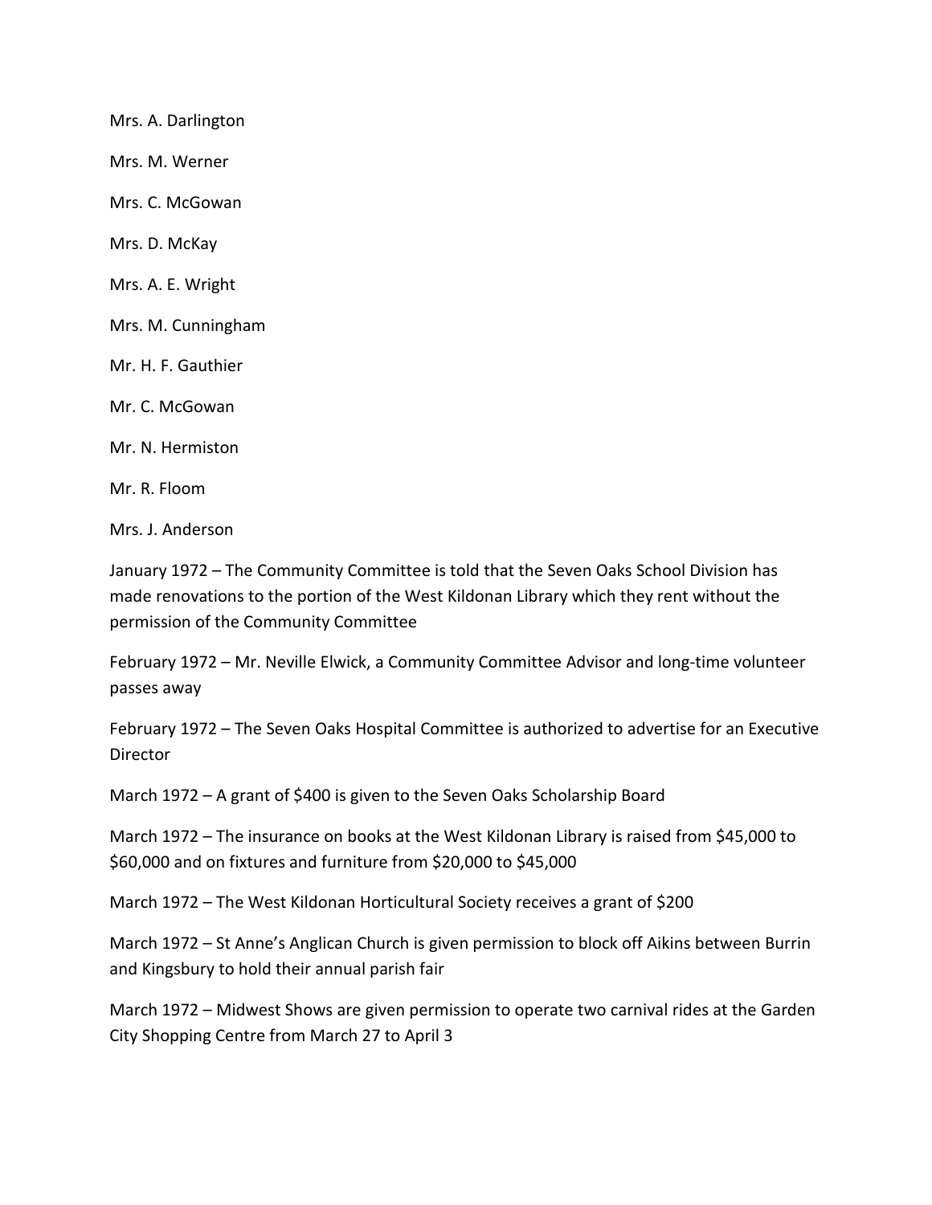Mrs. A. Darlington

Mrs. M. Werner

Mrs. C. McGowan

Mrs. D. McKay

Mrs. A. E. Wright

Mrs. M. Cunningham

Mr. H. F. Gauthier

Mr. C. McGowan

Mr. N. Hermiston

Mr. R. Floom

Mrs. J. Anderson

January 1972 – The Community Committee is told that the Seven Oaks School Division has made renovations to the portion of the West Kildonan Library which they rent without the permission of the Community Committee

February 1972 – Mr. Neville Elwick, a Community Committee Advisor and long-time volunteer passes away

February 1972 – The Seven Oaks Hospital Committee is authorized to advertise for an Executive Director

March 1972 – A grant of $400 is given to the Seven Oaks Scholarship Board

March 1972 – The insurance on books at the West Kildonan Library is raised from $45,000 to $60,000 and on fixtures and furniture from $20,000 to $45,000

March 1972 – The West Kildonan Horticultural Society receives a grant of $200

March 1972 – St Anne's Anglican Church is given permission to block off Aikins between Burrin and Kingsbury to hold their annual parish fair

March 1972 – Midwest Shows are given permission to operate two carnival rides at the Garden City Shopping Centre from March 27 to April 3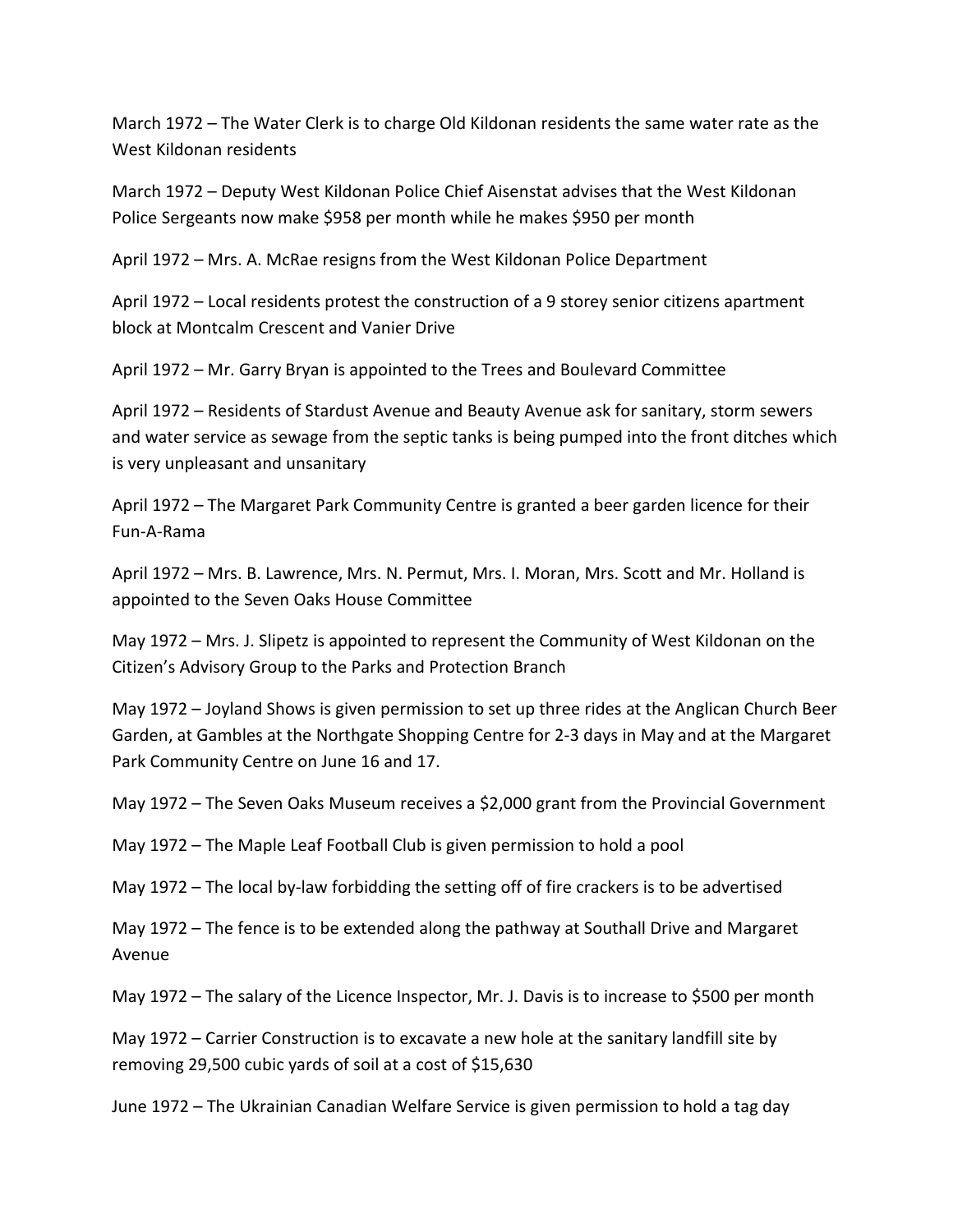March 1972 – The Water Clerk is to charge Old Kildonan residents the same water rate as the West Kildonan residents

March 1972 – Deputy West Kildonan Police Chief Aisenstat advises that the West Kildonan Police Sergeants now make $958 per month while he makes $950 per month

April 1972 – Mrs. A. McRae resigns from the West Kildonan Police Department

April 1972 – Local residents protest the construction of a 9 storey senior citizens apartment block at Montcalm Crescent and Vanier Drive

April 1972 – Mr. Garry Bryan is appointed to the Trees and Boulevard Committee

April 1972 – Residents of Stardust Avenue and Beauty Avenue ask for sanitary, storm sewers and water service as sewage from the septic tanks is being pumped into the front ditches which is very unpleasant and unsanitary

April 1972 – The Margaret Park Community Centre is granted a beer garden licence for their Fun-A-Rama

April 1972 – Mrs. B. Lawrence, Mrs. N. Permut, Mrs. I. Moran, Mrs. Scott and Mr. Holland is appointed to the Seven Oaks House Committee

May 1972 – Mrs. J. Slipetz is appointed to represent the Community of West Kildonan on the Citizen's Advisory Group to the Parks and Protection Branch

May 1972 – Joyland Shows is given permission to set up three rides at the Anglican Church Beer Garden, at Gambles at the Northgate Shopping Centre for 2-3 days in May and at the Margaret Park Community Centre on June 16 and 17.

May 1972 – The Seven Oaks Museum receives a $2,000 grant from the Provincial Government

May 1972 – The Maple Leaf Football Club is given permission to hold a pool

May 1972 – The local by-law forbidding the setting off of fire crackers is to be advertised

May 1972 – The fence is to be extended along the pathway at Southall Drive and Margaret Avenue

May 1972 – The salary of the Licence Inspector, Mr. J. Davis is to increase to $500 per month

May 1972 – Carrier Construction is to excavate a new hole at the sanitary landfill site by removing 29,500 cubic yards of soil at a cost of $15,630

June 1972 – The Ukrainian Canadian Welfare Service is given permission to hold a tag day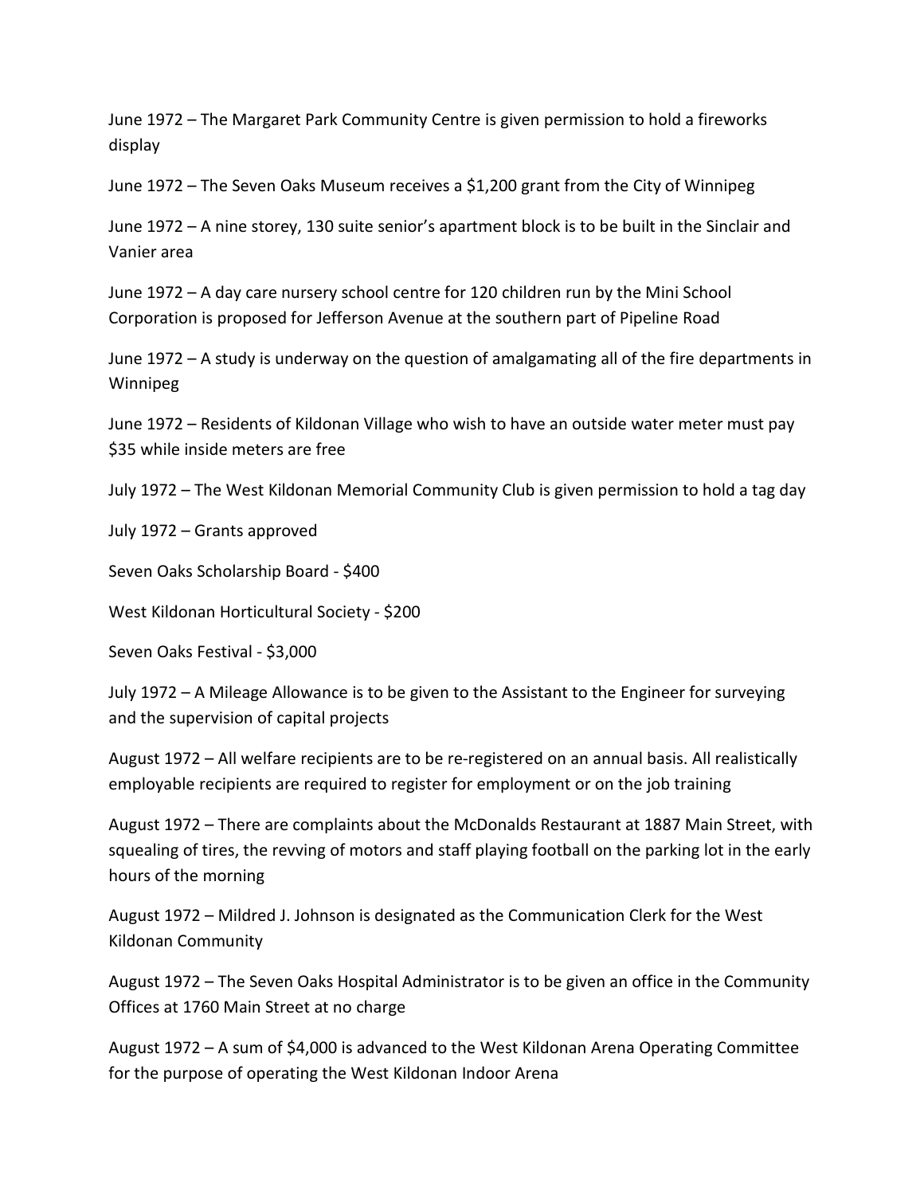June 1972 – The Margaret Park Community Centre is given permission to hold a fireworks display

June 1972 – The Seven Oaks Museum receives a $1,200 grant from the City of Winnipeg

June 1972 – A nine storey, 130 suite senior's apartment block is to be built in the Sinclair and Vanier area

June 1972 – A day care nursery school centre for 120 children run by the Mini School Corporation is proposed for Jefferson Avenue at the southern part of Pipeline Road

June 1972 – A study is underway on the question of amalgamating all of the fire departments in Winnipeg

June 1972 – Residents of Kildonan Village who wish to have an outside water meter must pay $35 while inside meters are free

July 1972 – The West Kildonan Memorial Community Club is given permission to hold a tag day

July 1972 – Grants approved

Seven Oaks Scholarship Board - $400

West Kildonan Horticultural Society - $200

Seven Oaks Festival - $3,000

July 1972 – A Mileage Allowance is to be given to the Assistant to the Engineer for surveying and the supervision of capital projects

August 1972 – All welfare recipients are to be re-registered on an annual basis. All realistically employable recipients are required to register for employment or on the job training

August 1972 – There are complaints about the McDonalds Restaurant at 1887 Main Street, with squealing of tires, the revving of motors and staff playing football on the parking lot in the early hours of the morning

August 1972 – Mildred J. Johnson is designated as the Communication Clerk for the West Kildonan Community

August 1972 – The Seven Oaks Hospital Administrator is to be given an office in the Community Offices at 1760 Main Street at no charge

August 1972 – A sum of $4,000 is advanced to the West Kildonan Arena Operating Committee for the purpose of operating the West Kildonan Indoor Arena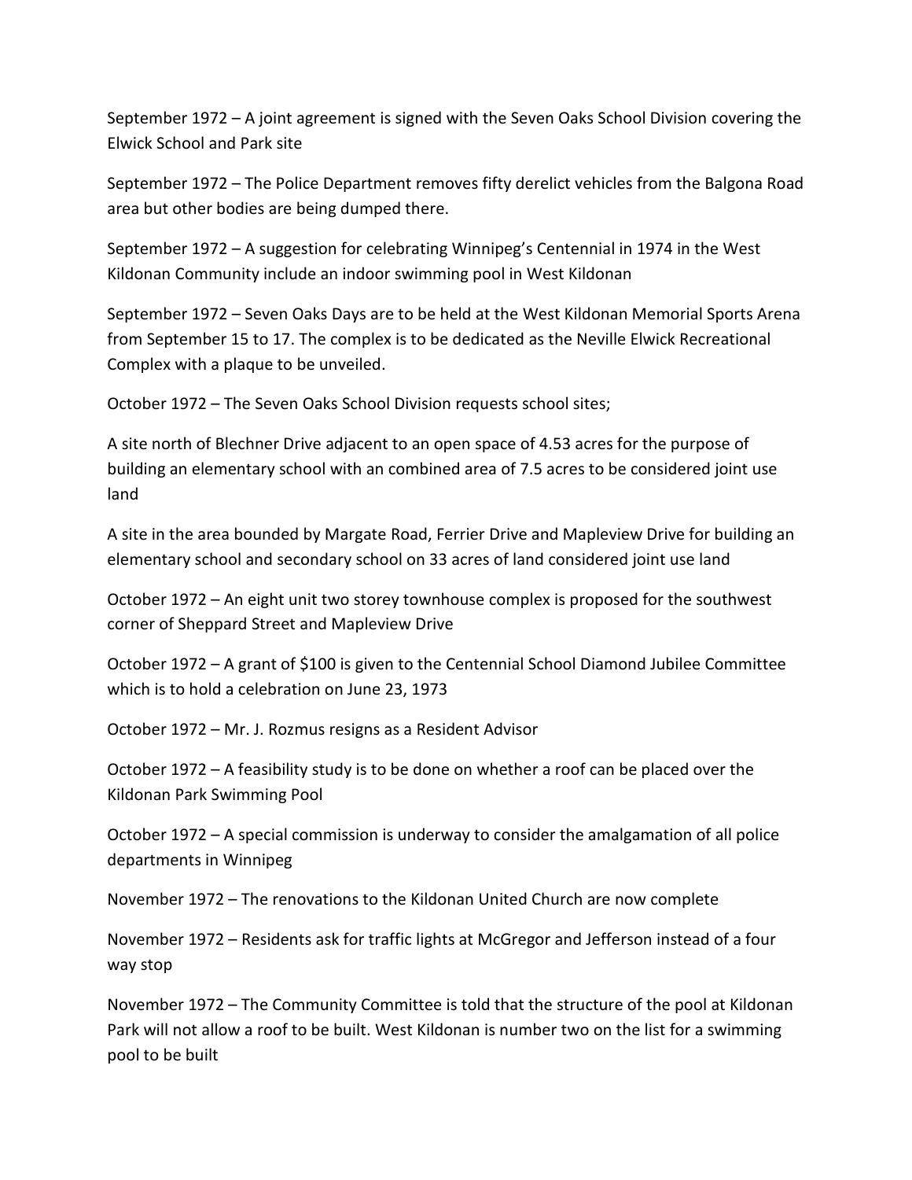September 1972 – A joint agreement is signed with the Seven Oaks School Division covering the Elwick School and Park site

September 1972 – The Police Department removes fifty derelict vehicles from the Balgona Road area but other bodies are being dumped there.

September 1972 – A suggestion for celebrating Winnipeg's Centennial in 1974 in the West Kildonan Community include an indoor swimming pool in West Kildonan

September 1972 – Seven Oaks Days are to be held at the West Kildonan Memorial Sports Arena from September 15 to 17. The complex is to be dedicated as the Neville Elwick Recreational Complex with a plaque to be unveiled.

October 1972 – The Seven Oaks School Division requests school sites;

A site north of Blechner Drive adjacent to an open space of 4.53 acres for the purpose of building an elementary school with an combined area of 7.5 acres to be considered joint use land

A site in the area bounded by Margate Road, Ferrier Drive and Mapleview Drive for building an elementary school and secondary school on 33 acres of land considered joint use land

October 1972 – An eight unit two storey townhouse complex is proposed for the southwest corner of Sheppard Street and Mapleview Drive

October 1972 – A grant of $100 is given to the Centennial School Diamond Jubilee Committee which is to hold a celebration on June 23, 1973

October 1972 – Mr. J. Rozmus resigns as a Resident Advisor

October 1972 – A feasibility study is to be done on whether a roof can be placed over the Kildonan Park Swimming Pool

October 1972 – A special commission is underway to consider the amalgamation of all police departments in Winnipeg

November 1972 – The renovations to the Kildonan United Church are now complete

November 1972 – Residents ask for traffic lights at McGregor and Jefferson instead of a four way stop

November 1972 – The Community Committee is told that the structure of the pool at Kildonan Park will not allow a roof to be built. West Kildonan is number two on the list for a swimming pool to be built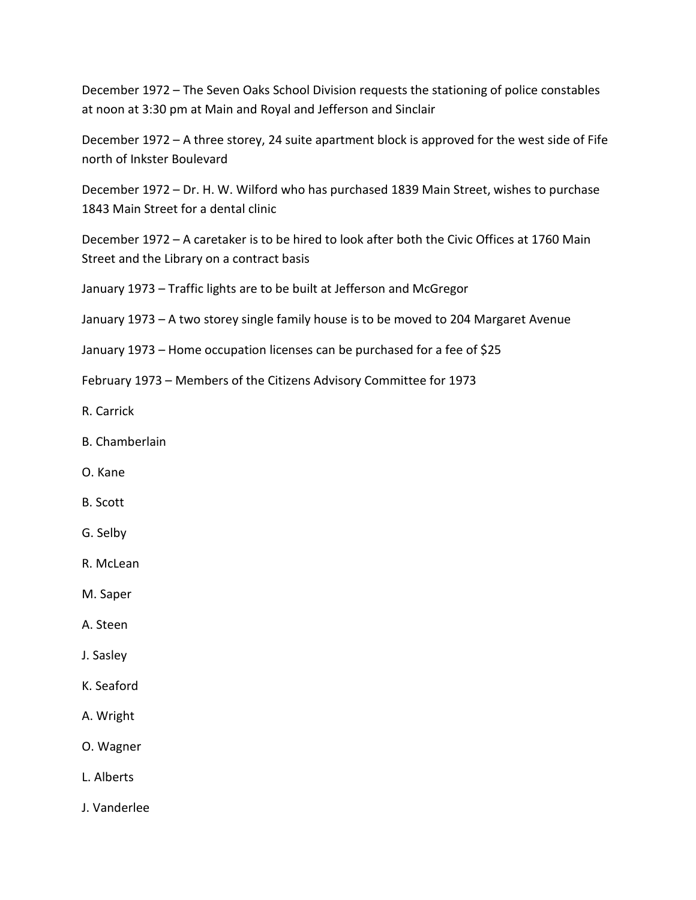December 1972 – The Seven Oaks School Division requests the stationing of police constables at noon at 3:30 pm at Main and Royal and Jefferson and Sinclair

December 1972 – A three storey, 24 suite apartment block is approved for the west side of Fife north of Inkster Boulevard

December 1972 – Dr. H. W. Wilford who has purchased 1839 Main Street, wishes to purchase 1843 Main Street for a dental clinic

December 1972 – A caretaker is to be hired to look after both the Civic Offices at 1760 Main Street and the Library on a contract basis

January 1973 – Traffic lights are to be built at Jefferson and McGregor

January 1973 – A two storey single family house is to be moved to 204 Margaret Avenue

January 1973 – Home occupation licenses can be purchased for a fee of $25

February 1973 – Members of the Citizens Advisory Committee for 1973

R. Carrick

B. Chamberlain

O. Kane

B. Scott

G. Selby

R. McLean

M. Saper

A. Steen

J. Sasley

K. Seaford

A. Wright

O. Wagner

L. Alberts

J. Vanderlee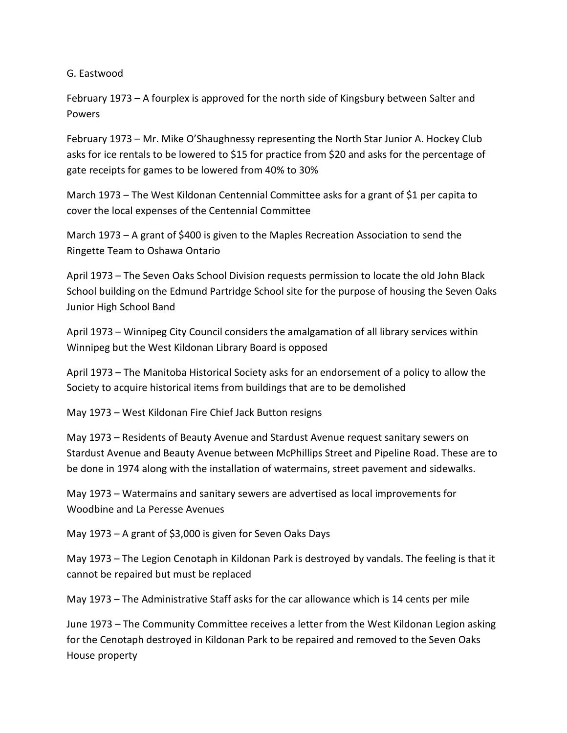G. Eastwood

February 1973 – A fourplex is approved for the north side of Kingsbury between Salter and Powers

February 1973 – Mr. Mike O'Shaughnessy representing the North Star Junior A. Hockey Club asks for ice rentals to be lowered to $15 for practice from $20 and asks for the percentage of gate receipts for games to be lowered from 40% to 30%

March 1973 – The West Kildonan Centennial Committee asks for a grant of $1 per capita to cover the local expenses of the Centennial Committee

March 1973 – A grant of $400 is given to the Maples Recreation Association to send the Ringette Team to Oshawa Ontario

April 1973 – The Seven Oaks School Division requests permission to locate the old John Black School building on the Edmund Partridge School site for the purpose of housing the Seven Oaks Junior High School Band

April 1973 – Winnipeg City Council considers the amalgamation of all library services within Winnipeg but the West Kildonan Library Board is opposed

April 1973 – The Manitoba Historical Society asks for an endorsement of a policy to allow the Society to acquire historical items from buildings that are to be demolished

May 1973 – West Kildonan Fire Chief Jack Button resigns

May 1973 – Residents of Beauty Avenue and Stardust Avenue request sanitary sewers on Stardust Avenue and Beauty Avenue between McPhillips Street and Pipeline Road. These are to be done in 1974 along with the installation of watermains, street pavement and sidewalks.

May 1973 – Watermains and sanitary sewers are advertised as local improvements for Woodbine and La Peresse Avenues

May 1973 – A grant of $3,000 is given for Seven Oaks Days

May 1973 – The Legion Cenotaph in Kildonan Park is destroyed by vandals. The feeling is that it cannot be repaired but must be replaced

May 1973 – The Administrative Staff asks for the car allowance which is 14 cents per mile

June 1973 – The Community Committee receives a letter from the West Kildonan Legion asking for the Cenotaph destroyed in Kildonan Park to be repaired and removed to the Seven Oaks House property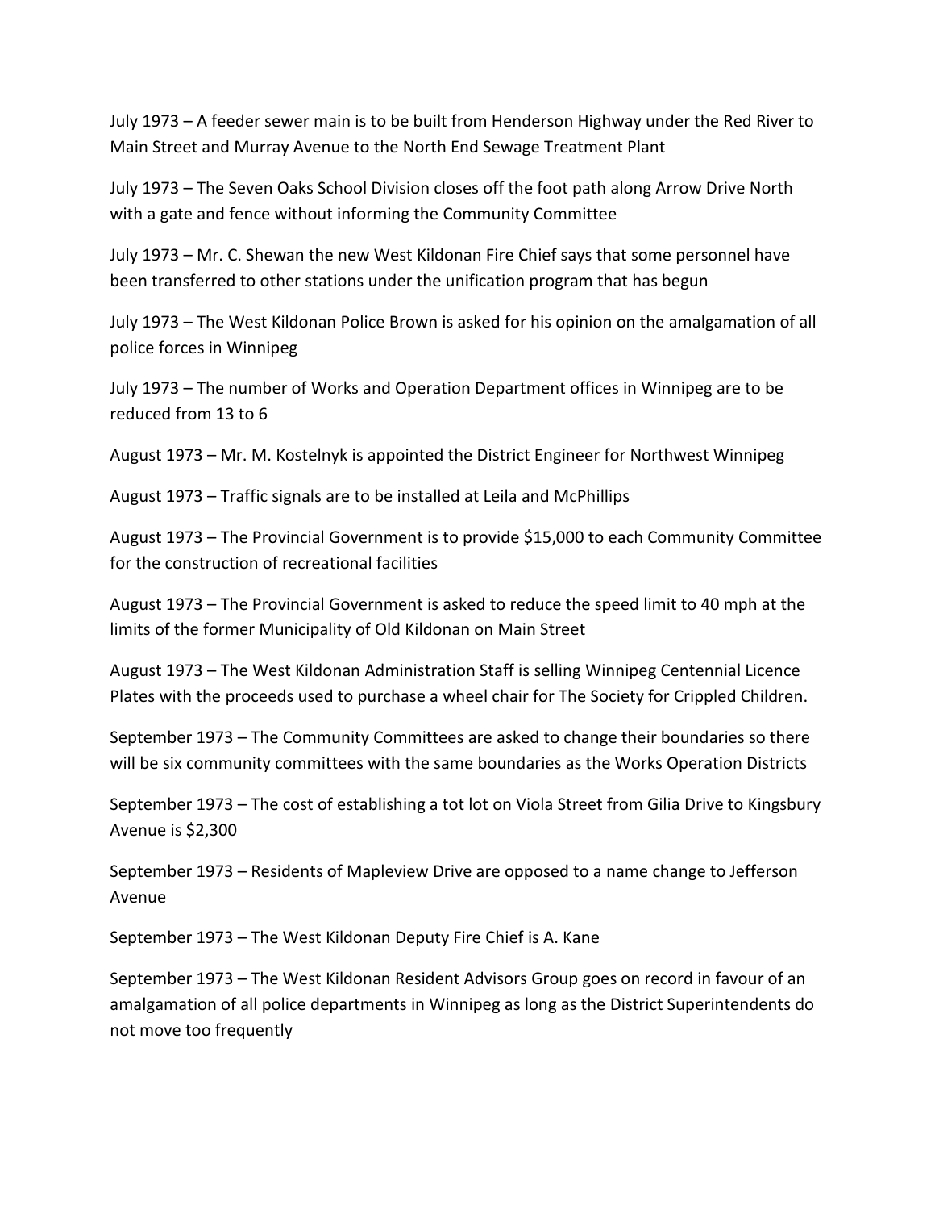July 1973 – A feeder sewer main is to be built from Henderson Highway under the Red River to Main Street and Murray Avenue to the North End Sewage Treatment Plant

July 1973 – The Seven Oaks School Division closes off the foot path along Arrow Drive North with a gate and fence without informing the Community Committee

July 1973 – Mr. C. Shewan the new West Kildonan Fire Chief says that some personnel have been transferred to other stations under the unification program that has begun

July 1973 – The West Kildonan Police Brown is asked for his opinion on the amalgamation of all police forces in Winnipeg

July 1973 – The number of Works and Operation Department offices in Winnipeg are to be reduced from 13 to 6

August 1973 – Mr. M. Kostelnyk is appointed the District Engineer for Northwest Winnipeg

August 1973 – Traffic signals are to be installed at Leila and McPhillips

August 1973 – The Provincial Government is to provide $15,000 to each Community Committee for the construction of recreational facilities

August 1973 – The Provincial Government is asked to reduce the speed limit to 40 mph at the limits of the former Municipality of Old Kildonan on Main Street

August 1973 – The West Kildonan Administration Staff is selling Winnipeg Centennial Licence Plates with the proceeds used to purchase a wheel chair for The Society for Crippled Children.

September 1973 – The Community Committees are asked to change their boundaries so there will be six community committees with the same boundaries as the Works Operation Districts

September 1973 – The cost of establishing a tot lot on Viola Street from Gilia Drive to Kingsbury Avenue is $2,300

September 1973 – Residents of Mapleview Drive are opposed to a name change to Jefferson Avenue

September 1973 – The West Kildonan Deputy Fire Chief is A. Kane

September 1973 – The West Kildonan Resident Advisors Group goes on record in favour of an amalgamation of all police departments in Winnipeg as long as the District Superintendents do not move too frequently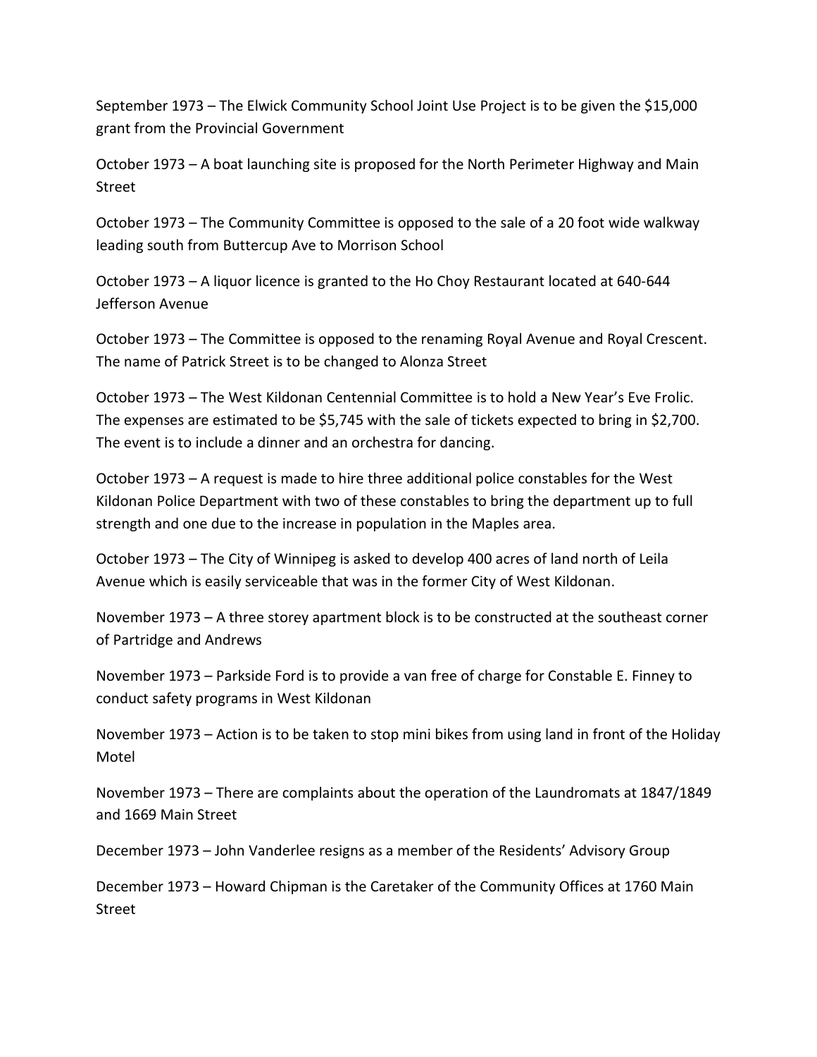September 1973 – The Elwick Community School Joint Use Project is to be given the $15,000 grant from the Provincial Government

October 1973 – A boat launching site is proposed for the North Perimeter Highway and Main Street

October 1973 – The Community Committee is opposed to the sale of a 20 foot wide walkway leading south from Buttercup Ave to Morrison School

October 1973 – A liquor licence is granted to the Ho Choy Restaurant located at 640-644 Jefferson Avenue

October 1973 – The Committee is opposed to the renaming Royal Avenue and Royal Crescent. The name of Patrick Street is to be changed to Alonza Street

October 1973 – The West Kildonan Centennial Committee is to hold a New Year's Eve Frolic. The expenses are estimated to be $5,745 with the sale of tickets expected to bring in $2,700. The event is to include a dinner and an orchestra for dancing.

October 1973 – A request is made to hire three additional police constables for the West Kildonan Police Department with two of these constables to bring the department up to full strength and one due to the increase in population in the Maples area.

October 1973 – The City of Winnipeg is asked to develop 400 acres of land north of Leila Avenue which is easily serviceable that was in the former City of West Kildonan.

November 1973 – A three storey apartment block is to be constructed at the southeast corner of Partridge and Andrews

November 1973 – Parkside Ford is to provide a van free of charge for Constable E. Finney to conduct safety programs in West Kildonan

November 1973 – Action is to be taken to stop mini bikes from using land in front of the Holiday Motel

November 1973 – There are complaints about the operation of the Laundromats at 1847/1849 and 1669 Main Street

December 1973 – John Vanderlee resigns as a member of the Residents' Advisory Group

December 1973 – Howard Chipman is the Caretaker of the Community Offices at 1760 Main Street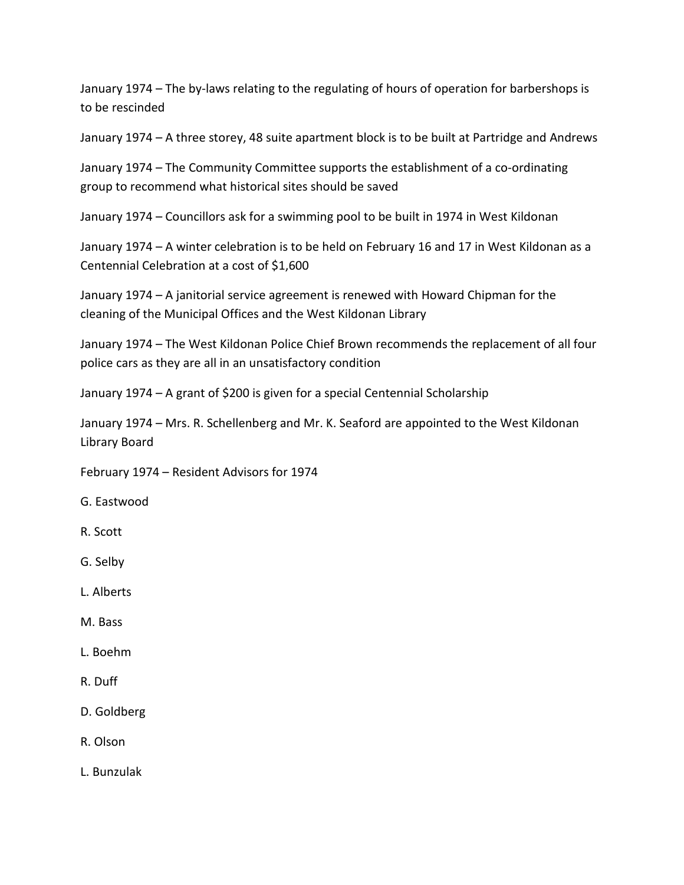January 1974 – The by-laws relating to the regulating of hours of operation for barbershops is to be rescinded

January 1974 – A three storey, 48 suite apartment block is to be built at Partridge and Andrews

January 1974 – The Community Committee supports the establishment of a co-ordinating group to recommend what historical sites should be saved

January 1974 – Councillors ask for a swimming pool to be built in 1974 in West Kildonan

January 1974 – A winter celebration is to be held on February 16 and 17 in West Kildonan as a Centennial Celebration at a cost of $1,600

January 1974 – A janitorial service agreement is renewed with Howard Chipman for the cleaning of the Municipal Offices and the West Kildonan Library

January 1974 – The West Kildonan Police Chief Brown recommends the replacement of all four police cars as they are all in an unsatisfactory condition

January 1974 – A grant of $200 is given for a special Centennial Scholarship

January 1974 – Mrs. R. Schellenberg and Mr. K. Seaford are appointed to the West Kildonan Library Board

February 1974 – Resident Advisors for 1974

G. Eastwood

R. Scott

G. Selby

L. Alberts

M. Bass

L. Boehm

R. Duff

D. Goldberg

R. Olson

L. Bunzulak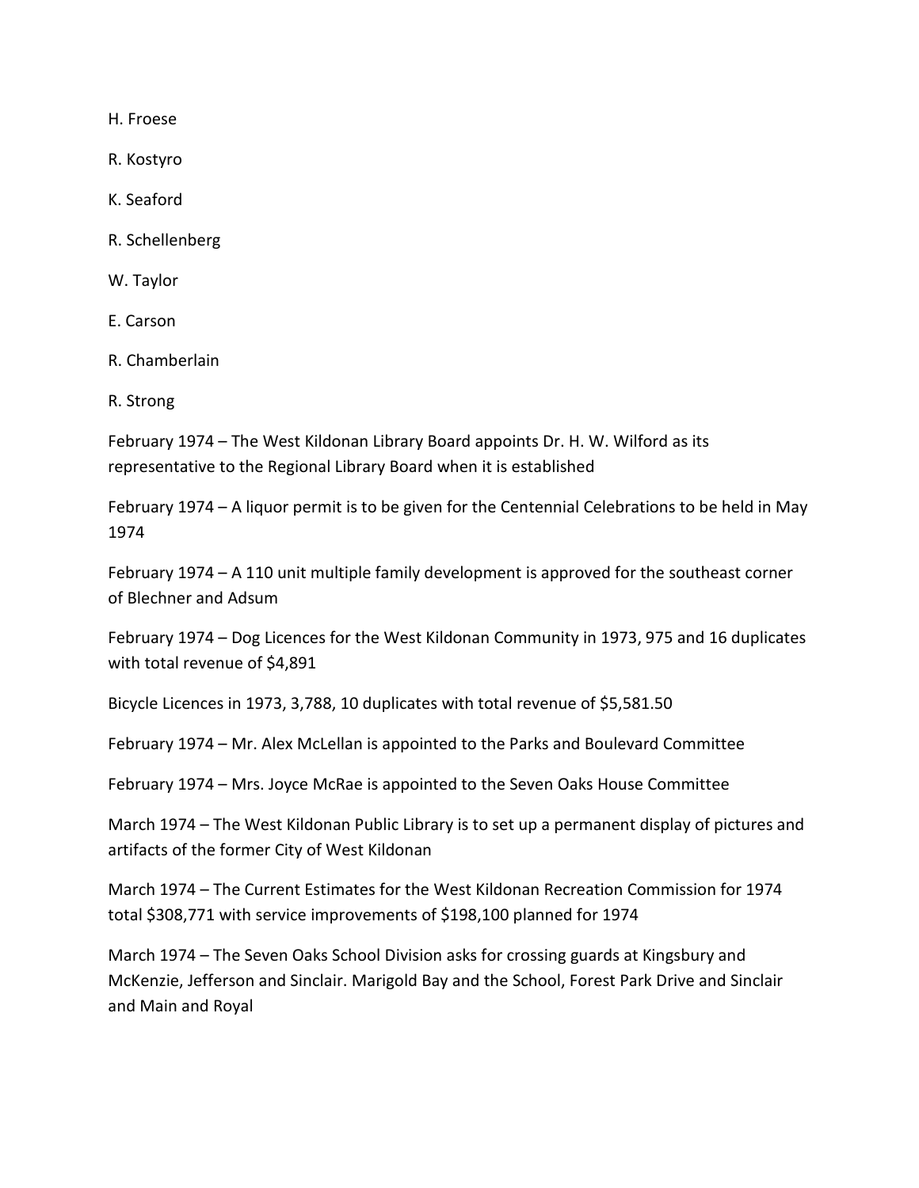H. Froese

R. Kostyro

K. Seaford

R. Schellenberg

W. Taylor

E. Carson

R. Chamberlain

R. Strong

February 1974 – The West Kildonan Library Board appoints Dr. H. W. Wilford as its representative to the Regional Library Board when it is established

February 1974 – A liquor permit is to be given for the Centennial Celebrations to be held in May 1974

February 1974 – A 110 unit multiple family development is approved for the southeast corner of Blechner and Adsum

February 1974 – Dog Licences for the West Kildonan Community in 1973, 975 and 16 duplicates with total revenue of $4,891

Bicycle Licences in 1973, 3,788, 10 duplicates with total revenue of $5,581.50

February 1974 – Mr. Alex McLellan is appointed to the Parks and Boulevard Committee

February 1974 – Mrs. Joyce McRae is appointed to the Seven Oaks House Committee

March 1974 – The West Kildonan Public Library is to set up a permanent display of pictures and artifacts of the former City of West Kildonan

March 1974 – The Current Estimates for the West Kildonan Recreation Commission for 1974 total $308,771 with service improvements of $198,100 planned for 1974

March 1974 – The Seven Oaks School Division asks for crossing guards at Kingsbury and McKenzie, Jefferson and Sinclair. Marigold Bay and the School, Forest Park Drive and Sinclair and Main and Royal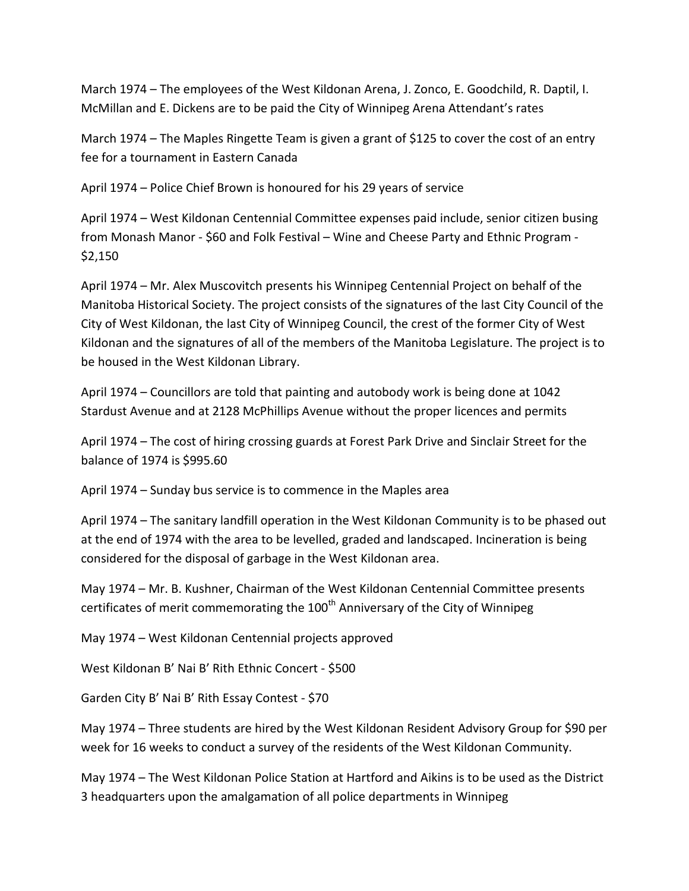March 1974 – The employees of the West Kildonan Arena, J. Zonco, E. Goodchild, R. Daptil, I. McMillan and E. Dickens are to be paid the City of Winnipeg Arena Attendant's rates

March 1974 – The Maples Ringette Team is given a grant of $125 to cover the cost of an entry fee for a tournament in Eastern Canada

April 1974 – Police Chief Brown is honoured for his 29 years of service

April 1974 – West Kildonan Centennial Committee expenses paid include, senior citizen busing from Monash Manor - $60 and Folk Festival – Wine and Cheese Party and Ethnic Program - $2,150

April 1974 – Mr. Alex Muscovitch presents his Winnipeg Centennial Project on behalf of the Manitoba Historical Society. The project consists of the signatures of the last City Council of the City of West Kildonan, the last City of Winnipeg Council, the crest of the former City of West Kildonan and the signatures of all of the members of the Manitoba Legislature. The project is to be housed in the West Kildonan Library.

April 1974 – Councillors are told that painting and autobody work is being done at 1042 Stardust Avenue and at 2128 McPhillips Avenue without the proper licences and permits

April 1974 – The cost of hiring crossing guards at Forest Park Drive and Sinclair Street for the balance of 1974 is $995.60

April 1974 – Sunday bus service is to commence in the Maples area

April 1974 – The sanitary landfill operation in the West Kildonan Community is to be phased out at the end of 1974 with the area to be levelled, graded and landscaped. Incineration is being considered for the disposal of garbage in the West Kildonan area.

May 1974 – Mr. B. Kushner, Chairman of the West Kildonan Centennial Committee presents certificates of merit commemorating the 100th Anniversary of the City of Winnipeg

May 1974 – West Kildonan Centennial projects approved

West Kildonan B' Nai B' Rith Ethnic Concert - $500

Garden City B' Nai B' Rith Essay Contest - $70

May 1974 – Three students are hired by the West Kildonan Resident Advisory Group for $90 per week for 16 weeks to conduct a survey of the residents of the West Kildonan Community.

May 1974 – The West Kildonan Police Station at Hartford and Aikins is to be used as the District 3 headquarters upon the amalgamation of all police departments in Winnipeg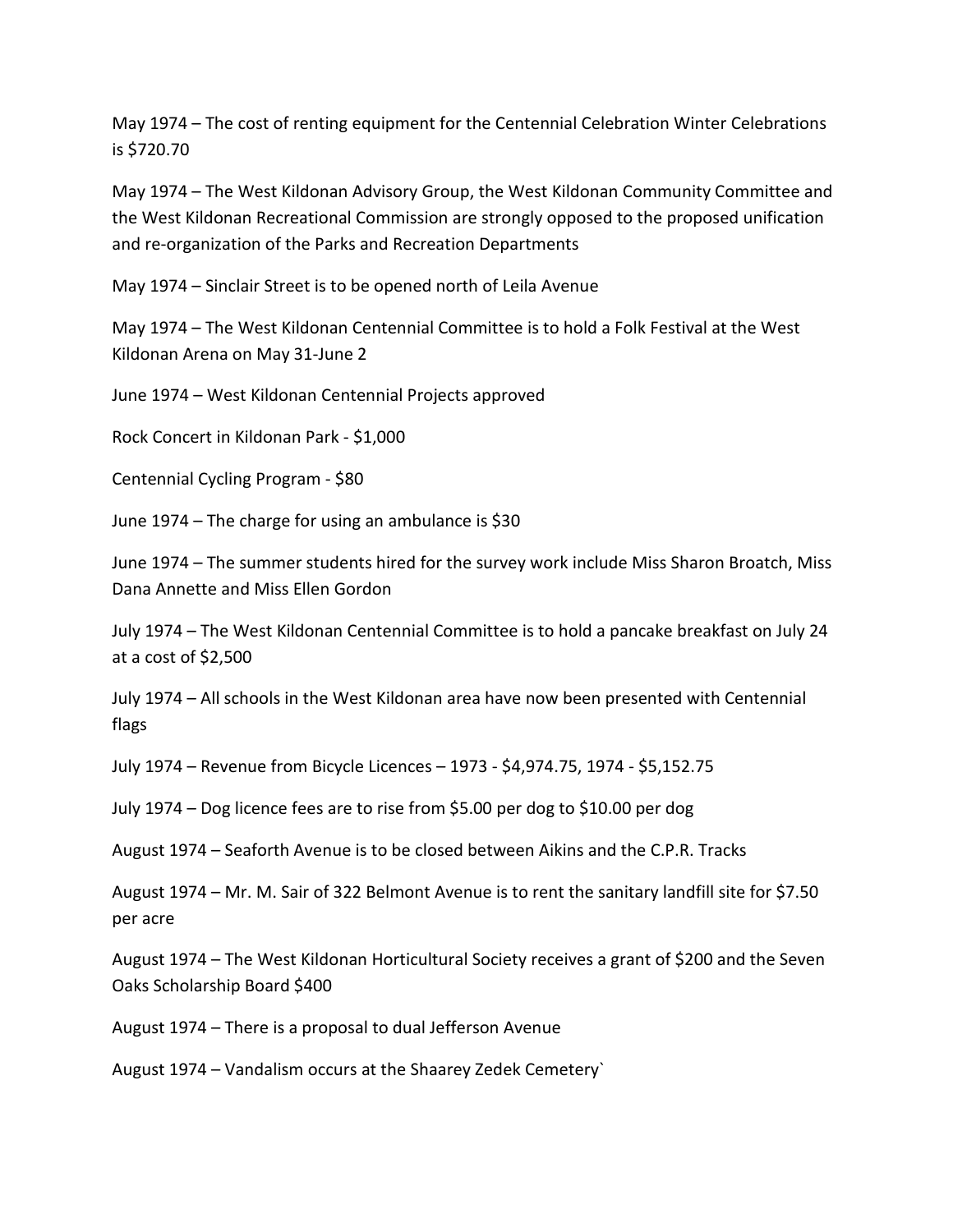May 1974 – The cost of renting equipment for the Centennial Celebration Winter Celebrations is $720.70

May 1974 – The West Kildonan Advisory Group, the West Kildonan Community Committee and the West Kildonan Recreational Commission are strongly opposed to the proposed unification and re-organization of the Parks and Recreation Departments

May 1974 – Sinclair Street is to be opened north of Leila Avenue

May 1974 – The West Kildonan Centennial Committee is to hold a Folk Festival at the West Kildonan Arena on May 31-June 2

June 1974 – West Kildonan Centennial Projects approved

Rock Concert in Kildonan Park - $1,000

Centennial Cycling Program - $80

June 1974 – The charge for using an ambulance is $30

June 1974 – The summer students hired for the survey work include Miss Sharon Broatch, Miss Dana Annette and Miss Ellen Gordon

July 1974 – The West Kildonan Centennial Committee is to hold a pancake breakfast on July 24 at a cost of $2,500

July 1974 – All schools in the West Kildonan area have now been presented with Centennial flags

July 1974 – Revenue from Bicycle Licences – 1973 - $4,974.75, 1974 - $5,152.75

July 1974 – Dog licence fees are to rise from $5.00 per dog to $10.00 per dog

August 1974 – Seaforth Avenue is to be closed between Aikins and the C.P.R. Tracks

August 1974 – Mr. M. Sair of 322 Belmont Avenue is to rent the sanitary landfill site for $7.50 per acre

August 1974 – The West Kildonan Horticultural Society receives a grant of $200 and the Seven Oaks Scholarship Board $400

August 1974 – There is a proposal to dual Jefferson Avenue

August 1974 – Vandalism occurs at the Shaarey Zedek Cemetery`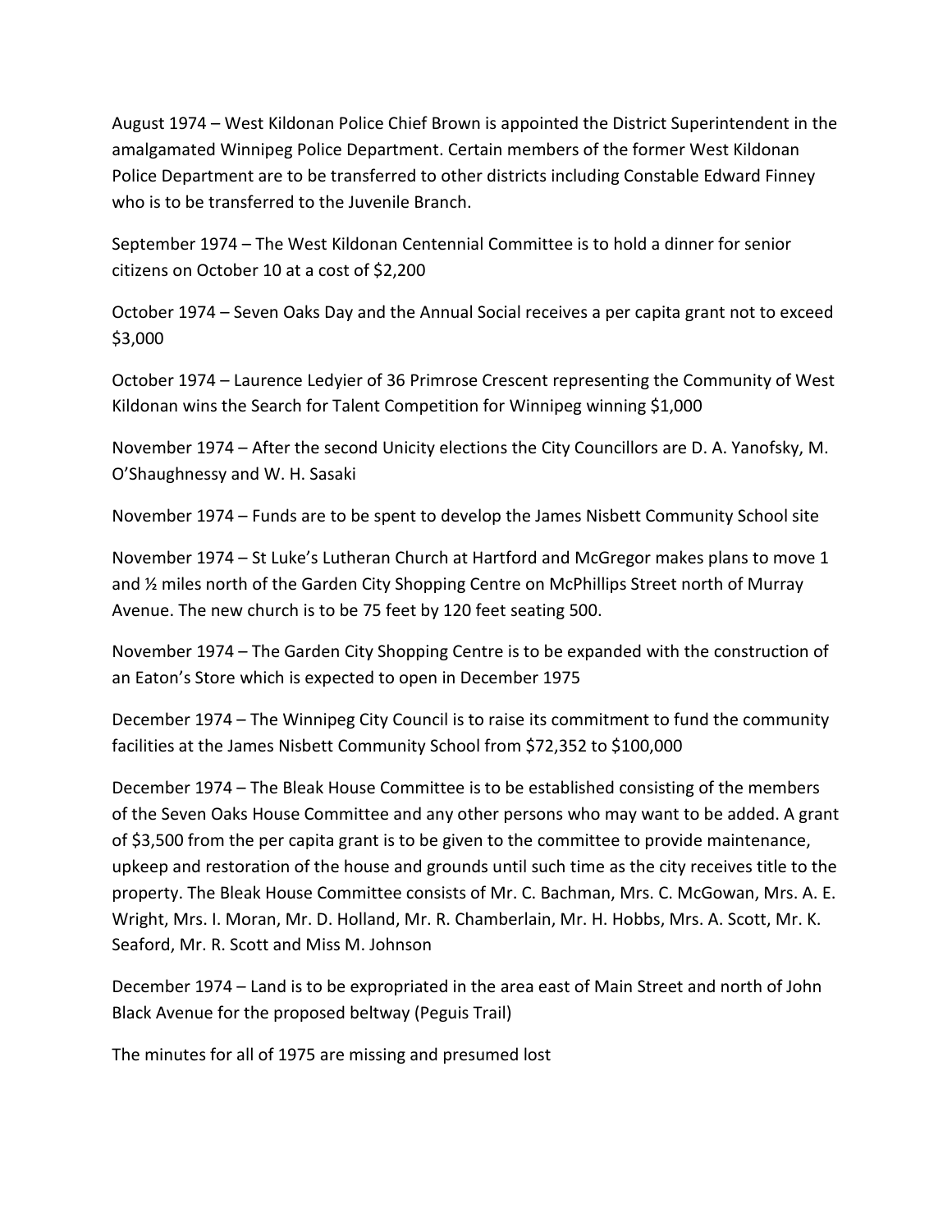August 1974 – West Kildonan Police Chief Brown is appointed the District Superintendent in the amalgamated Winnipeg Police Department. Certain members of the former West Kildonan Police Department are to be transferred to other districts including Constable Edward Finney who is to be transferred to the Juvenile Branch.

September 1974 – The West Kildonan Centennial Committee is to hold a dinner for senior citizens on October 10 at a cost of $2,200

October 1974 – Seven Oaks Day and the Annual Social receives a per capita grant not to exceed $3,000

October 1974 – Laurence Ledyier of 36 Primrose Crescent representing the Community of West Kildonan wins the Search for Talent Competition for Winnipeg winning $1,000

November 1974 – After the second Unicity elections the City Councillors are D. A. Yanofsky, M. O'Shaughnessy and W. H. Sasaki

November 1974 – Funds are to be spent to develop the James Nisbett Community School site

November 1974 – St Luke's Lutheran Church at Hartford and McGregor makes plans to move 1 and ½ miles north of the Garden City Shopping Centre on McPhillips Street north of Murray Avenue. The new church is to be 75 feet by 120 feet seating 500.

November 1974 – The Garden City Shopping Centre is to be expanded with the construction of an Eaton's Store which is expected to open in December 1975

December 1974 – The Winnipeg City Council is to raise its commitment to fund the community facilities at the James Nisbett Community School from $72,352 to $100,000

December 1974 – The Bleak House Committee is to be established consisting of the members of the Seven Oaks House Committee and any other persons who may want to be added. A grant of $3,500 from the per capita grant is to be given to the committee to provide maintenance, upkeep and restoration of the house and grounds until such time as the city receives title to the property. The Bleak House Committee consists of Mr. C. Bachman, Mrs. C. McGowan, Mrs. A. E. Wright, Mrs. I. Moran, Mr. D. Holland, Mr. R. Chamberlain, Mr. H. Hobbs, Mrs. A. Scott, Mr. K. Seaford, Mr. R. Scott and Miss M. Johnson

December 1974 – Land is to be expropriated in the area east of Main Street and north of John Black Avenue for the proposed beltway (Peguis Trail)

The minutes for all of 1975 are missing and presumed lost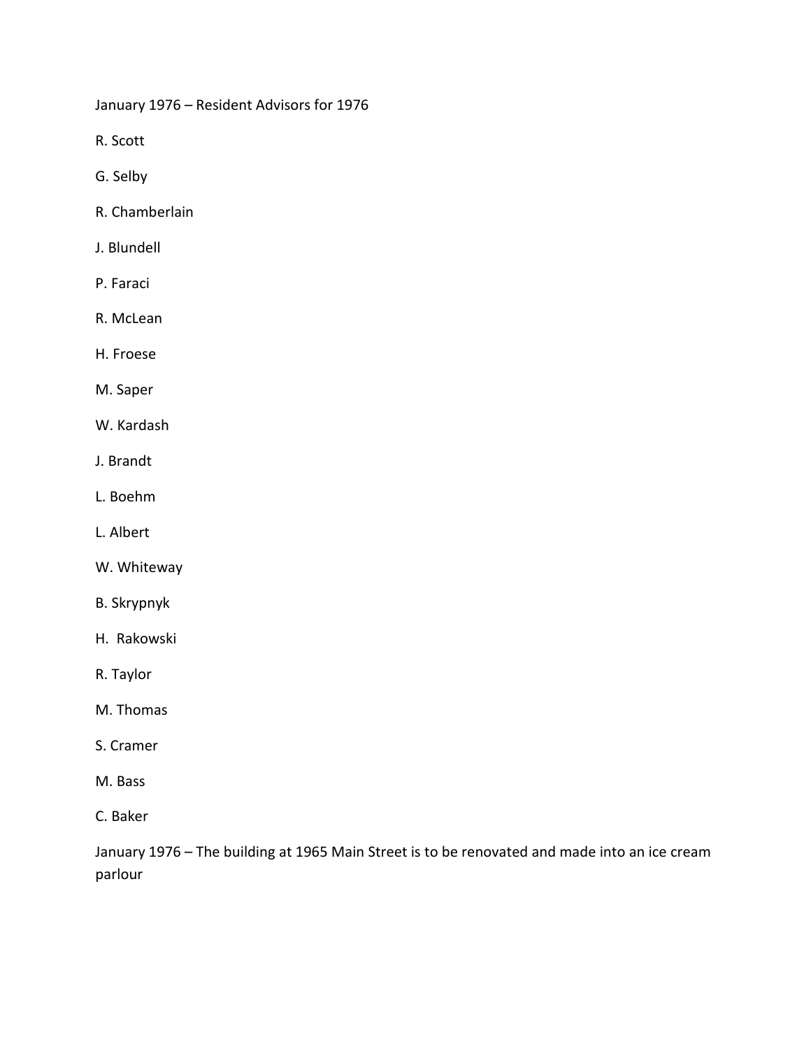January 1976 – Resident Advisors for 1976

R. Scott

G. Selby

R. Chamberlain

J. Blundell

P. Faraci

R. McLean

H. Froese

M. Saper

W. Kardash

J. Brandt

L. Boehm

L. Albert

W. Whiteway

B. Skrypnyk

H. Rakowski

R. Taylor

M. Thomas

S. Cramer

M. Bass

C. Baker

January 1976 – The building at 1965 Main Street is to be renovated and made into an ice cream parlour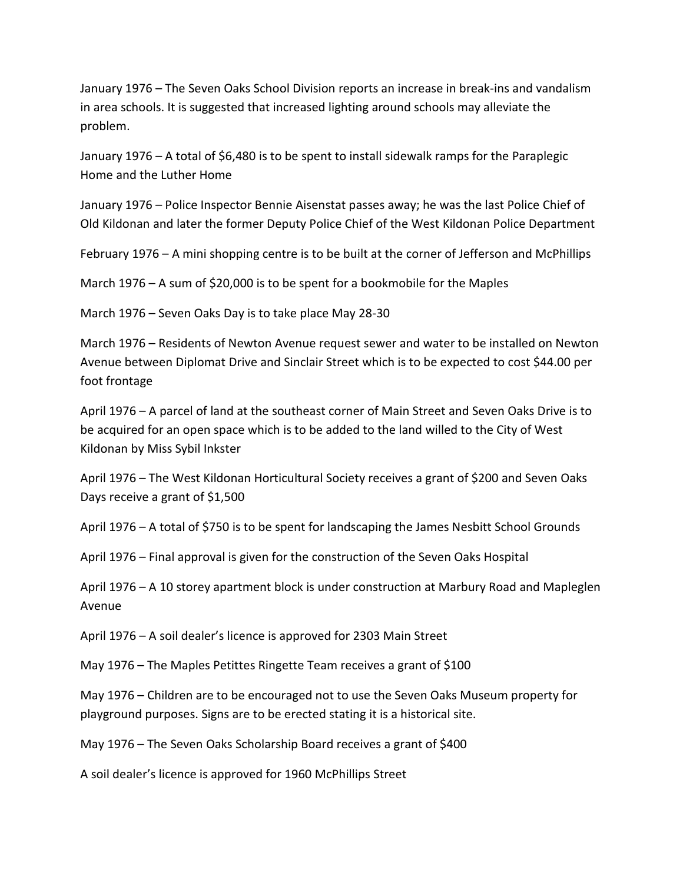January 1976 – The Seven Oaks School Division reports an increase in break-ins and vandalism in area schools. It is suggested that increased lighting around schools may alleviate the problem.

January 1976 – A total of $6,480 is to be spent to install sidewalk ramps for the Paraplegic Home and the Luther Home

January 1976 – Police Inspector Bennie Aisenstat passes away; he was the last Police Chief of Old Kildonan and later the former Deputy Police Chief of the West Kildonan Police Department

February 1976 – A mini shopping centre is to be built at the corner of Jefferson and McPhillips

March 1976 – A sum of $20,000 is to be spent for a bookmobile for the Maples

March 1976 – Seven Oaks Day is to take place May 28-30

March 1976 – Residents of Newton Avenue request sewer and water to be installed on Newton Avenue between Diplomat Drive and Sinclair Street which is to be expected to cost $44.00 per foot frontage

April 1976 – A parcel of land at the southeast corner of Main Street and Seven Oaks Drive is to be acquired for an open space which is to be added to the land willed to the City of West Kildonan by Miss Sybil Inkster

April 1976 – The West Kildonan Horticultural Society receives a grant of $200 and Seven Oaks Days receive a grant of $1,500

April 1976 – A total of $750 is to be spent for landscaping the James Nesbitt School Grounds

April 1976 – Final approval is given for the construction of the Seven Oaks Hospital

April 1976 – A 10 storey apartment block is under construction at Marbury Road and Mapleglen Avenue

April 1976 – A soil dealer's licence is approved for 2303 Main Street

May 1976 – The Maples Petittes Ringette Team receives a grant of $100

May 1976 – Children are to be encouraged not to use the Seven Oaks Museum property for playground purposes. Signs are to be erected stating it is a historical site.

May 1976 – The Seven Oaks Scholarship Board receives a grant of $400

A soil dealer's licence is approved for 1960 McPhillips Street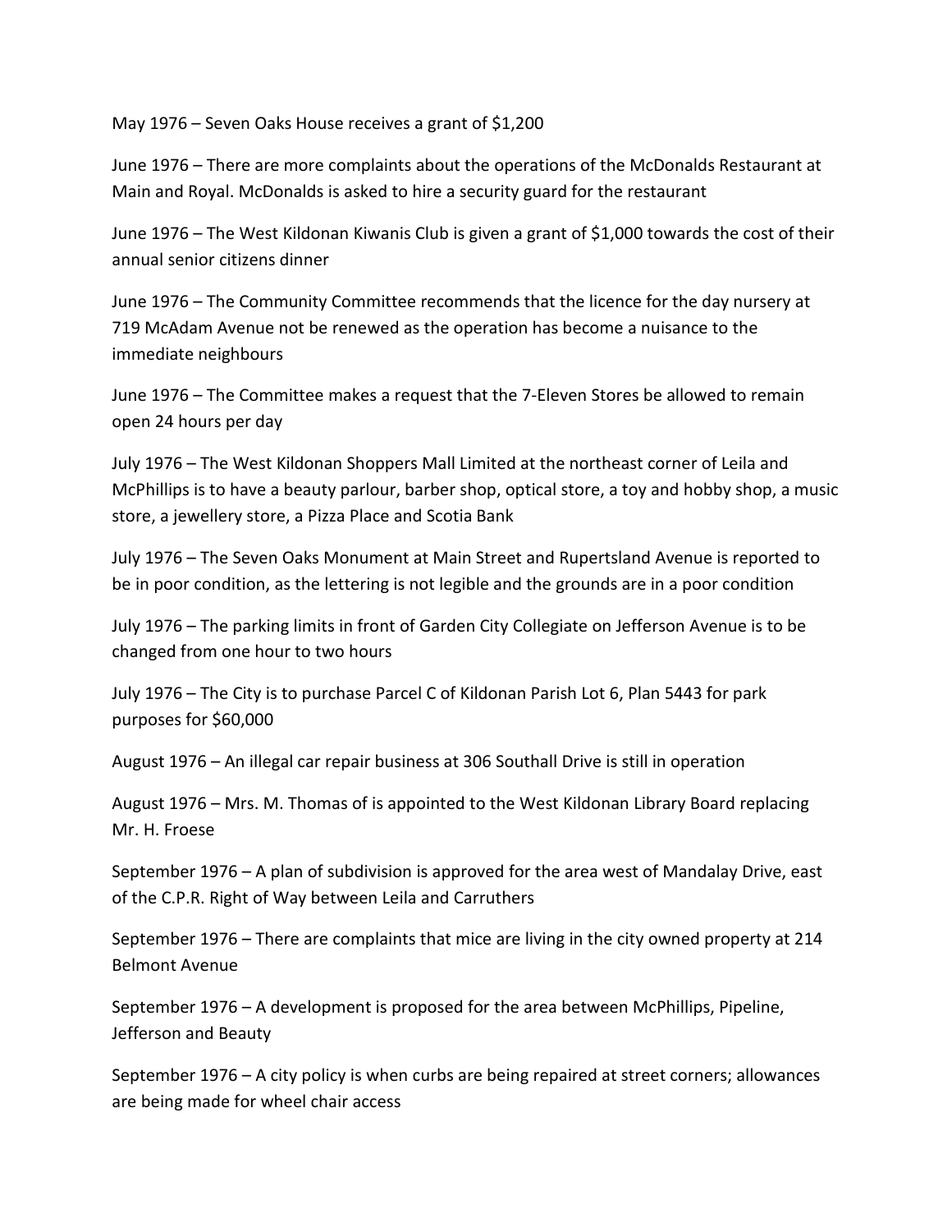May 1976 – Seven Oaks House receives a grant of $1,200

June 1976 – There are more complaints about the operations of the McDonalds Restaurant at Main and Royal. McDonalds is asked to hire a security guard for the restaurant

June 1976 – The West Kildonan Kiwanis Club is given a grant of $1,000 towards the cost of their annual senior citizens dinner

June 1976 – The Community Committee recommends that the licence for the day nursery at 719 McAdam Avenue not be renewed as the operation has become a nuisance to the immediate neighbours

June 1976 – The Committee makes a request that the 7-Eleven Stores be allowed to remain open 24 hours per day

July 1976 – The West Kildonan Shoppers Mall Limited at the northeast corner of Leila and McPhillips is to have a beauty parlour, barber shop, optical store, a toy and hobby shop, a music store, a jewellery store, a Pizza Place and Scotia Bank

July 1976 – The Seven Oaks Monument at Main Street and Rupertsland Avenue is reported to be in poor condition, as the lettering is not legible and the grounds are in a poor condition

July 1976 – The parking limits in front of Garden City Collegiate on Jefferson Avenue is to be changed from one hour to two hours

July 1976 – The City is to purchase Parcel C of Kildonan Parish Lot 6, Plan 5443 for park purposes for $60,000

August 1976 – An illegal car repair business at 306 Southall Drive is still in operation

August 1976 – Mrs. M. Thomas of is appointed to the West Kildonan Library Board replacing Mr. H. Froese

September 1976 – A plan of subdivision is approved for the area west of Mandalay Drive, east of the C.P.R. Right of Way between Leila and Carruthers

September 1976 – There are complaints that mice are living in the city owned property at 214 Belmont Avenue

September 1976 – A development is proposed for the area between McPhillips, Pipeline, Jefferson and Beauty

September 1976 – A city policy is when curbs are being repaired at street corners; allowances are being made for wheel chair access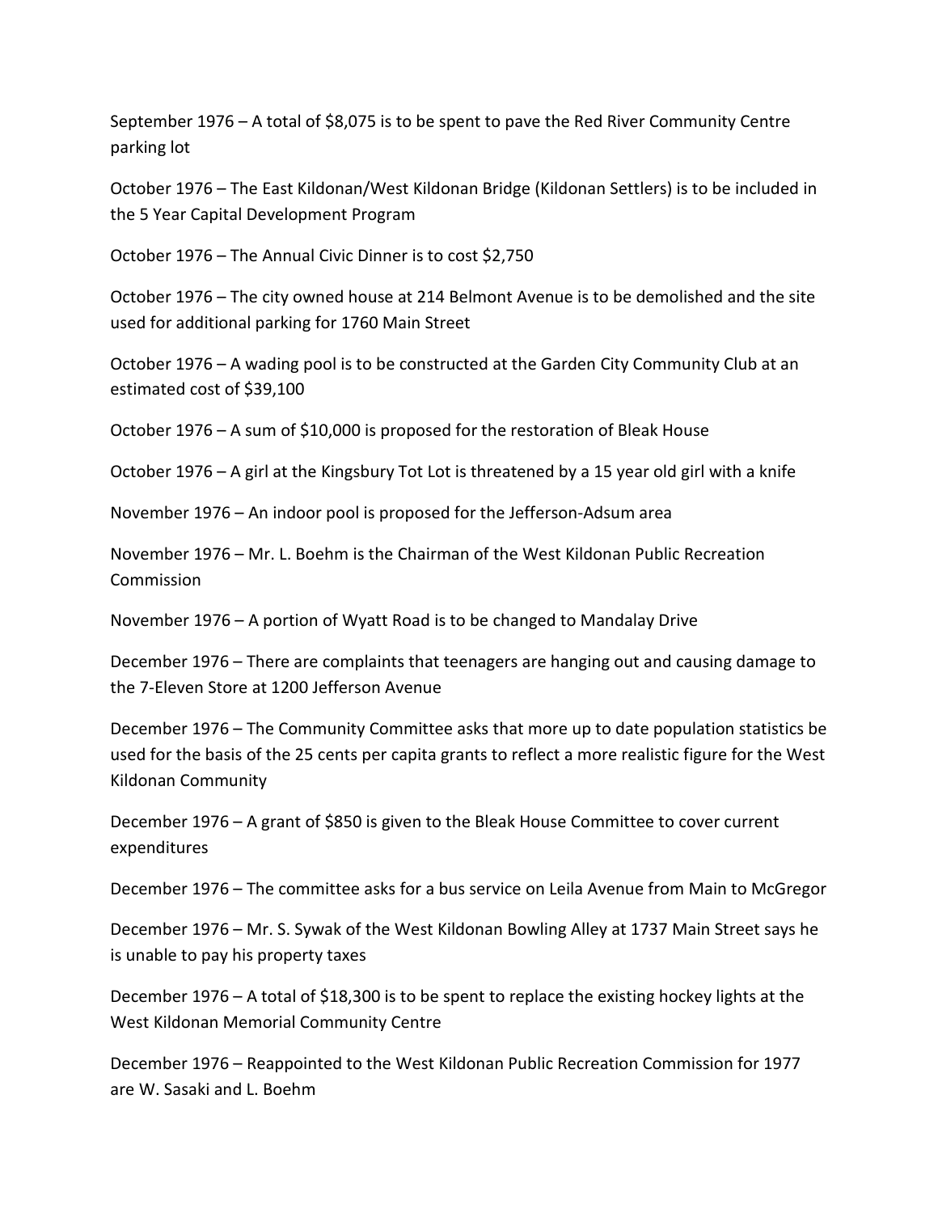September 1976 – A total of $8,075 is to be spent to pave the Red River Community Centre parking lot

October 1976 – The East Kildonan/West Kildonan Bridge (Kildonan Settlers) is to be included in the 5 Year Capital Development Program

October 1976 – The Annual Civic Dinner is to cost $2,750

October 1976 – The city owned house at 214 Belmont Avenue is to be demolished and the site used for additional parking for 1760 Main Street

October 1976 – A wading pool is to be constructed at the Garden City Community Club at an estimated cost of $39,100

October 1976 – A sum of $10,000 is proposed for the restoration of Bleak House

October 1976 – A girl at the Kingsbury Tot Lot is threatened by a 15 year old girl with a knife

November 1976 – An indoor pool is proposed for the Jefferson-Adsum area

November 1976 – Mr. L. Boehm is the Chairman of the West Kildonan Public Recreation Commission

November 1976 – A portion of Wyatt Road is to be changed to Mandalay Drive

December 1976 – There are complaints that teenagers are hanging out and causing damage to the 7-Eleven Store at 1200 Jefferson Avenue

December 1976 – The Community Committee asks that more up to date population statistics be used for the basis of the 25 cents per capita grants to reflect a more realistic figure for the West Kildonan Community

December 1976 – A grant of $850 is given to the Bleak House Committee to cover current expenditures

December 1976 – The committee asks for a bus service on Leila Avenue from Main to McGregor

December 1976 – Mr. S. Sywak of the West Kildonan Bowling Alley at 1737 Main Street says he is unable to pay his property taxes

December 1976 – A total of $18,300 is to be spent to replace the existing hockey lights at the West Kildonan Memorial Community Centre

December 1976 – Reappointed to the West Kildonan Public Recreation Commission for 1977 are W. Sasaki and L. Boehm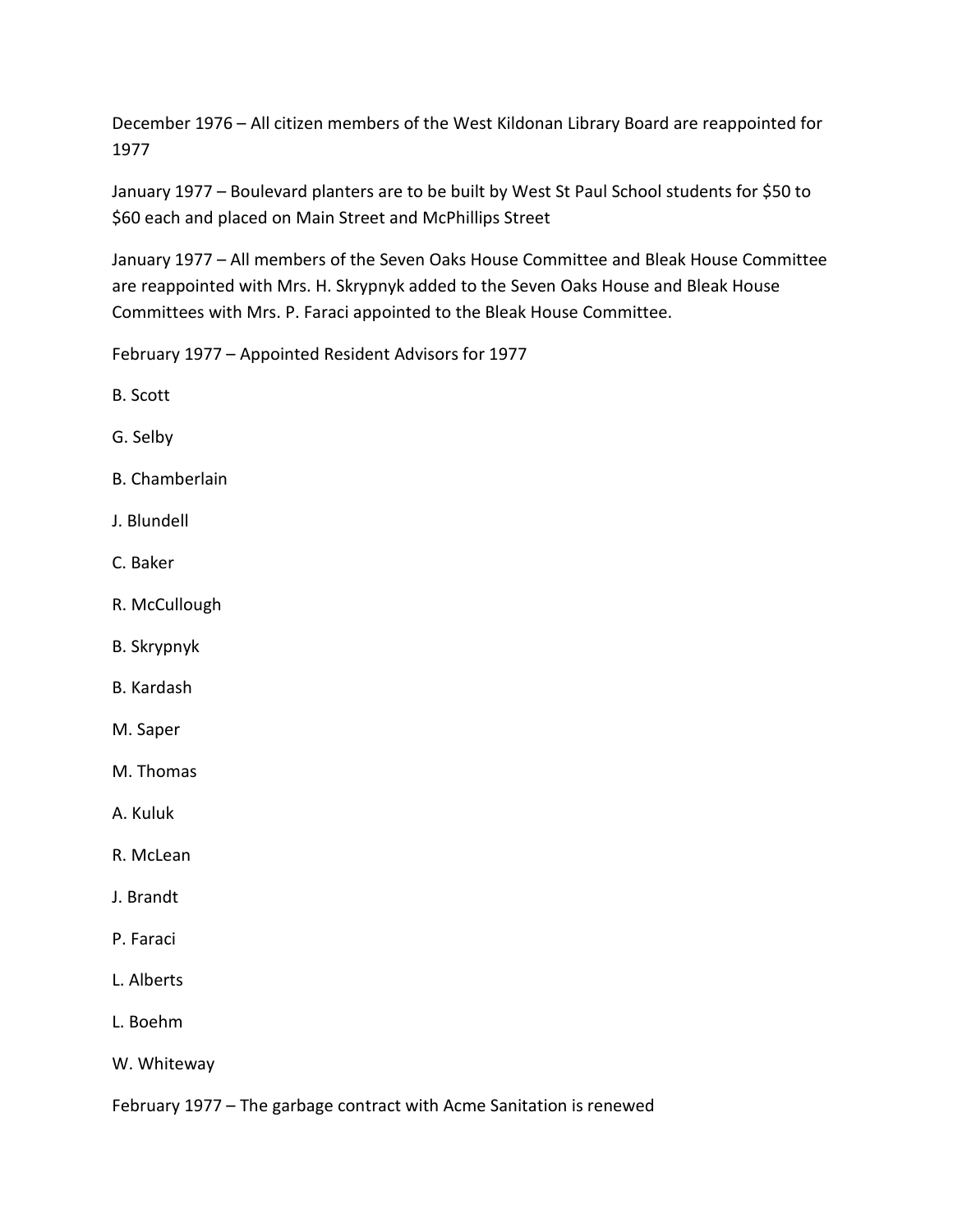December 1976 – All citizen members of the West Kildonan Library Board are reappointed for 1977

January 1977 – Boulevard planters are to be built by West St Paul School students for $50 to $60 each and placed on Main Street and McPhillips Street

January 1977 – All members of the Seven Oaks House Committee and Bleak House Committee are reappointed with Mrs. H. Skrypnyk added to the Seven Oaks House and Bleak House Committees with Mrs. P. Faraci appointed to the Bleak House Committee.

February 1977 – Appointed Resident Advisors for 1977

B. Scott

G. Selby

B. Chamberlain

J. Blundell

C. Baker

R. McCullough

B. Skrypnyk

B. Kardash

M. Saper

M. Thomas

A. Kuluk

R. McLean

J. Brandt

P. Faraci

L. Alberts

L. Boehm

W. Whiteway

February 1977 – The garbage contract with Acme Sanitation is renewed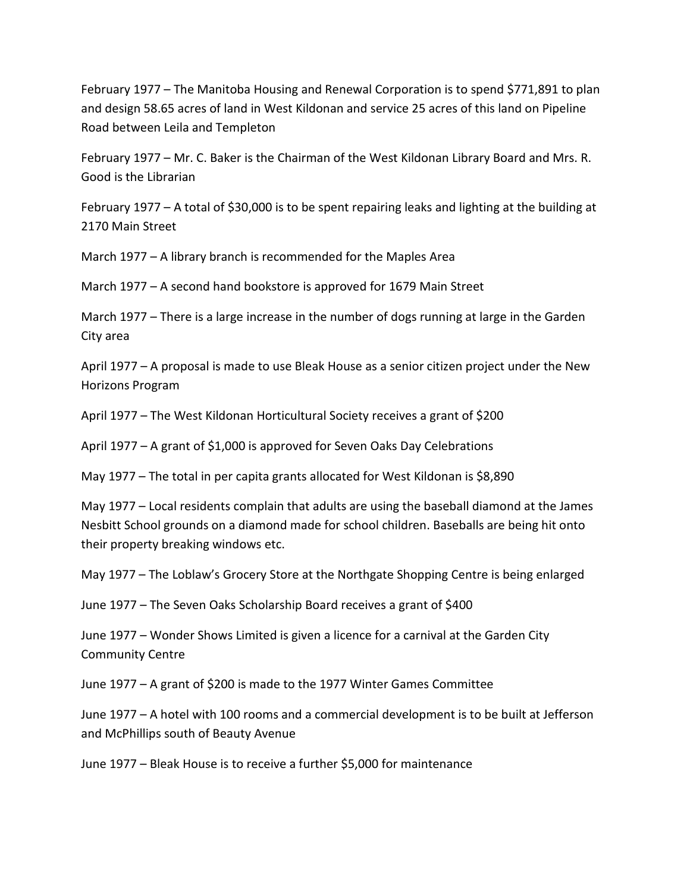February 1977 – The Manitoba Housing and Renewal Corporation is to spend $771,891 to plan and design 58.65 acres of land in West Kildonan and service 25 acres of this land on Pipeline Road between Leila and Templeton

February 1977 – Mr. C. Baker is the Chairman of the West Kildonan Library Board and Mrs. R. Good is the Librarian

February 1977 – A total of $30,000 is to be spent repairing leaks and lighting at the building at 2170 Main Street

March 1977 – A library branch is recommended for the Maples Area

March 1977 – A second hand bookstore is approved for 1679 Main Street

March 1977 – There is a large increase in the number of dogs running at large in the Garden City area

April 1977 – A proposal is made to use Bleak House as a senior citizen project under the New Horizons Program

April 1977 – The West Kildonan Horticultural Society receives a grant of $200

April 1977 – A grant of $1,000 is approved for Seven Oaks Day Celebrations

May 1977 – The total in per capita grants allocated for West Kildonan is $8,890

May 1977 – Local residents complain that adults are using the baseball diamond at the James Nesbitt School grounds on a diamond made for school children. Baseballs are being hit onto their property breaking windows etc.

May 1977 – The Loblaw's Grocery Store at the Northgate Shopping Centre is being enlarged

June 1977 – The Seven Oaks Scholarship Board receives a grant of $400

June 1977 – Wonder Shows Limited is given a licence for a carnival at the Garden City Community Centre

June 1977 – A grant of $200 is made to the 1977 Winter Games Committee

June 1977 – A hotel with 100 rooms and a commercial development is to be built at Jefferson and McPhillips south of Beauty Avenue

June 1977 – Bleak House is to receive a further $5,000 for maintenance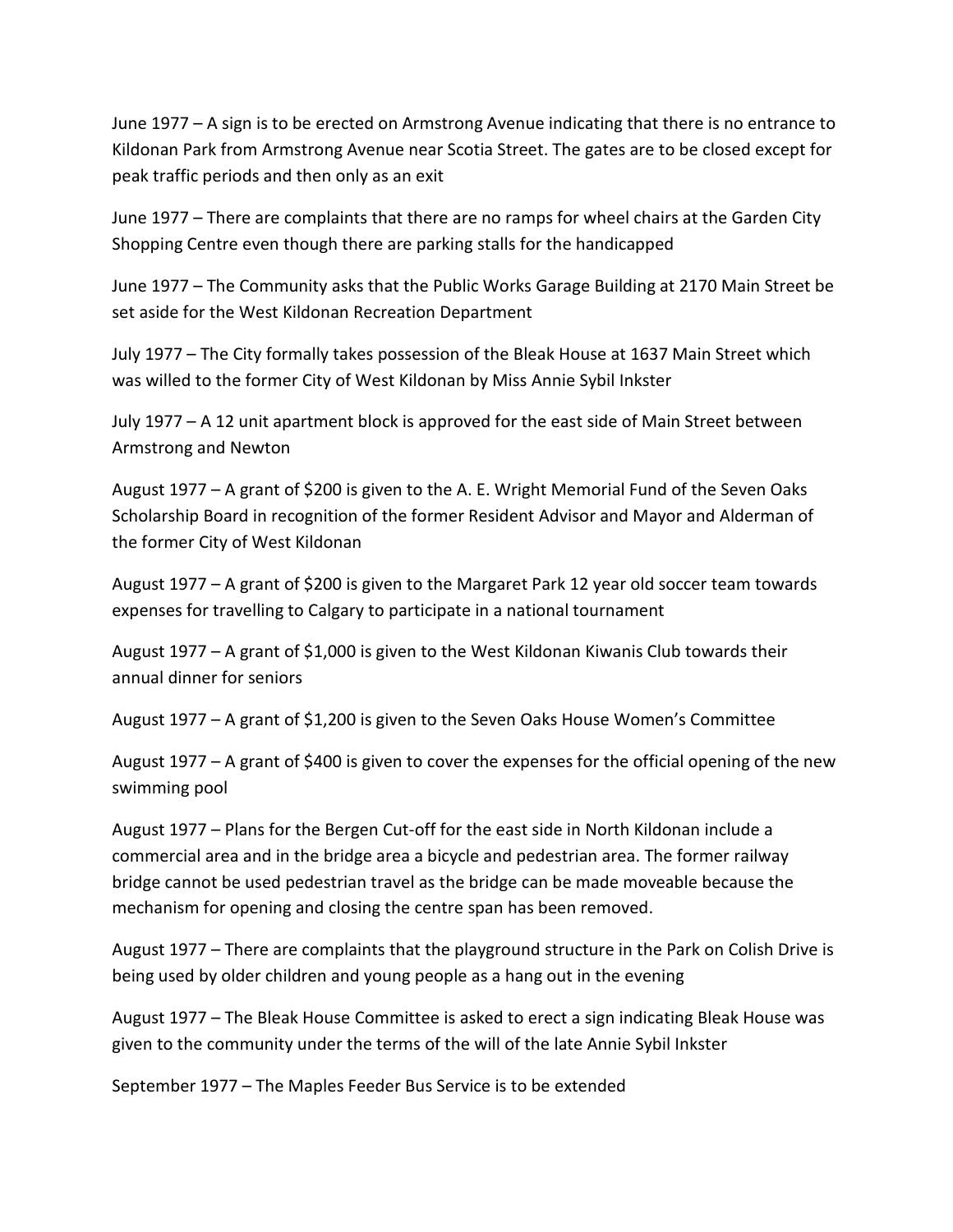June 1977 – A sign is to be erected on Armstrong Avenue indicating that there is no entrance to Kildonan Park from Armstrong Avenue near Scotia Street. The gates are to be closed except for peak traffic periods and then only as an exit

June 1977 – There are complaints that there are no ramps for wheel chairs at the Garden City Shopping Centre even though there are parking stalls for the handicapped

June 1977 – The Community asks that the Public Works Garage Building at 2170 Main Street be set aside for the West Kildonan Recreation Department

July 1977 – The City formally takes possession of the Bleak House at 1637 Main Street which was willed to the former City of West Kildonan by Miss Annie Sybil Inkster

July 1977 – A 12 unit apartment block is approved for the east side of Main Street between Armstrong and Newton

August 1977 – A grant of $200 is given to the A. E. Wright Memorial Fund of the Seven Oaks Scholarship Board in recognition of the former Resident Advisor and Mayor and Alderman of the former City of West Kildonan

August 1977 – A grant of $200 is given to the Margaret Park 12 year old soccer team towards expenses for travelling to Calgary to participate in a national tournament

August 1977 – A grant of $1,000 is given to the West Kildonan Kiwanis Club towards their annual dinner for seniors

August 1977 – A grant of $1,200 is given to the Seven Oaks House Women's Committee

August 1977 – A grant of $400 is given to cover the expenses for the official opening of the new swimming pool

August 1977 – Plans for the Bergen Cut-off for the east side in North Kildonan include a commercial area and in the bridge area a bicycle and pedestrian area. The former railway bridge cannot be used pedestrian travel as the bridge can be made moveable because the mechanism for opening and closing the centre span has been removed.

August 1977 – There are complaints that the playground structure in the Park on Colish Drive is being used by older children and young people as a hang out in the evening

August 1977 – The Bleak House Committee is asked to erect a sign indicating Bleak House was given to the community under the terms of the will of the late Annie Sybil Inkster

September 1977 – The Maples Feeder Bus Service is to be extended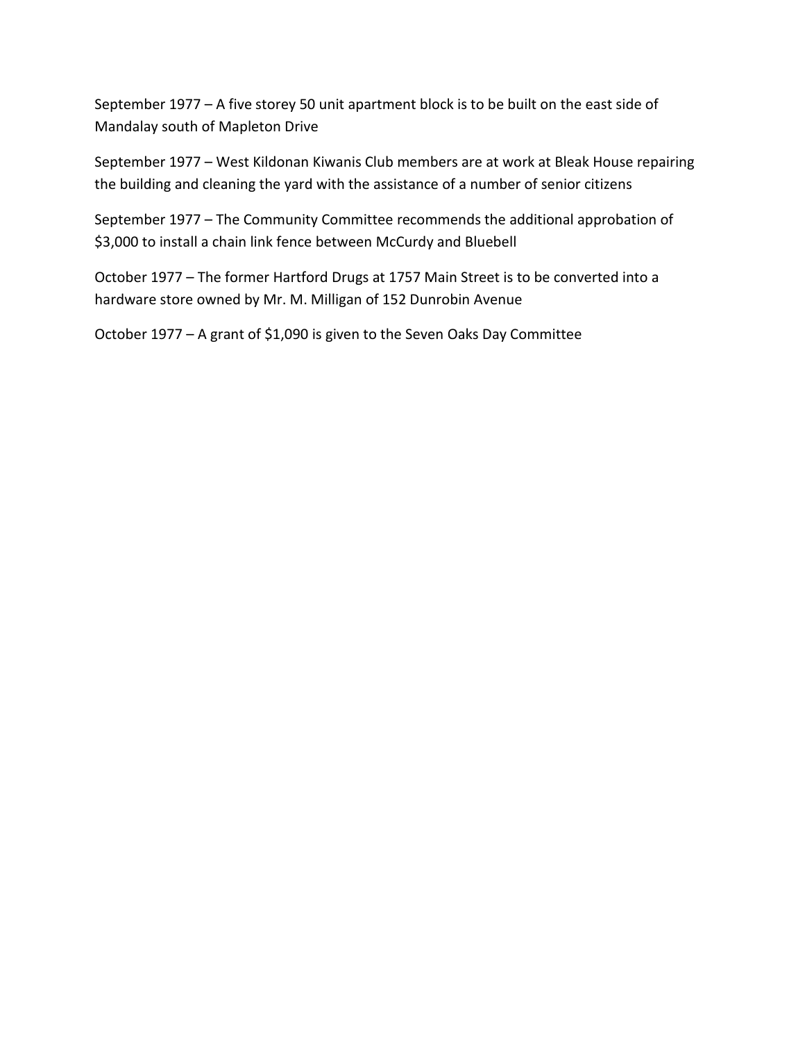September 1977 – A five storey 50 unit apartment block is to be built on the east side of Mandalay south of Mapleton Drive

September 1977 – West Kildonan Kiwanis Club members are at work at Bleak House repairing the building and cleaning the yard with the assistance of a number of senior citizens

September 1977 – The Community Committee recommends the additional approbation of $3,000 to install a chain link fence between McCurdy and Bluebell

October 1977 – The former Hartford Drugs at 1757 Main Street is to be converted into a hardware store owned by Mr. M. Milligan of 152 Dunrobin Avenue

October 1977 – A grant of $1,090 is given to the Seven Oaks Day Committee